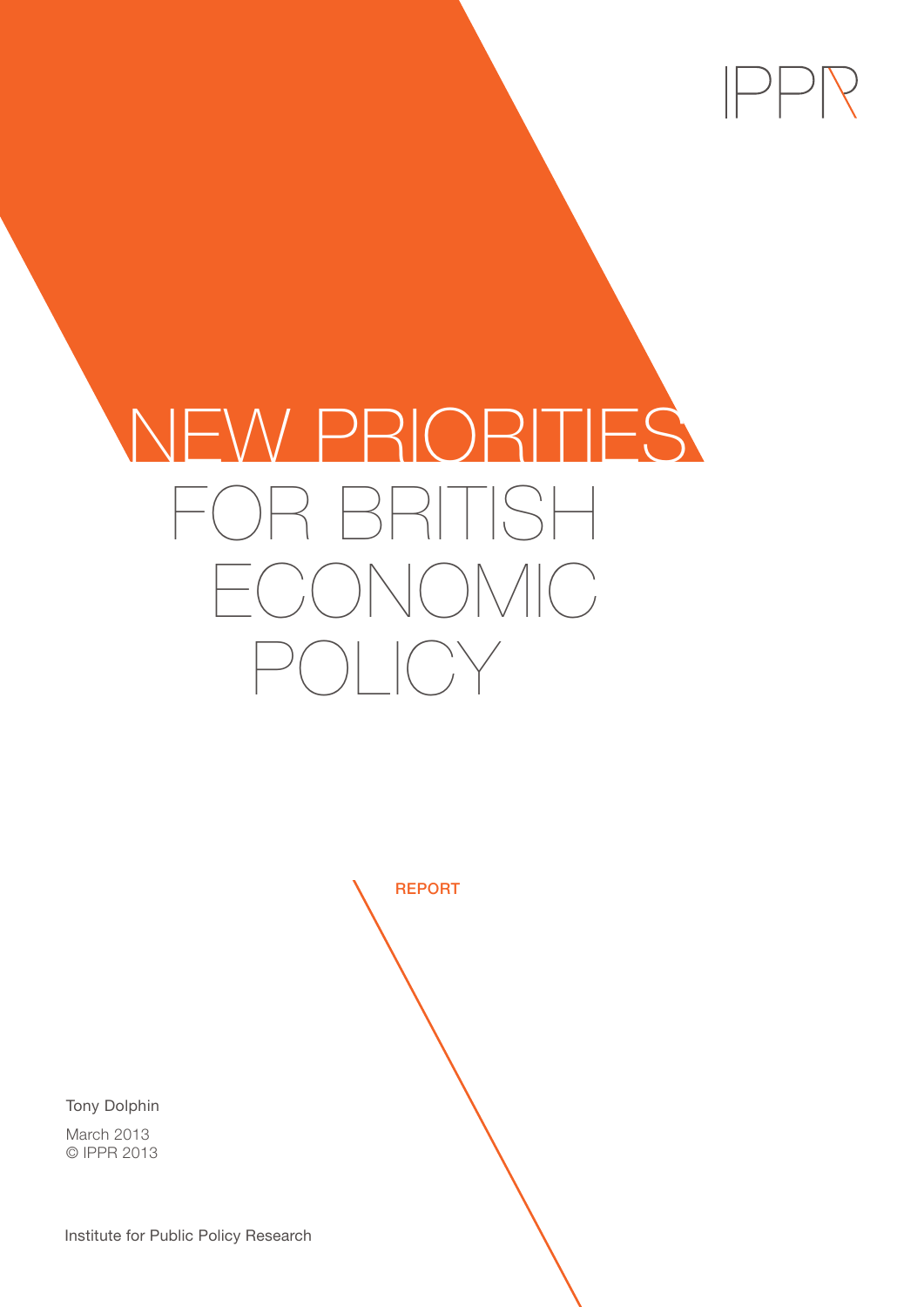IPPR

# NEW PRIORITIES FOR BRITISH ECONOMIC POLICY

REPORT

Tony Dolphin

March 2013
© IPPR 2013

Institute for Public Policy Research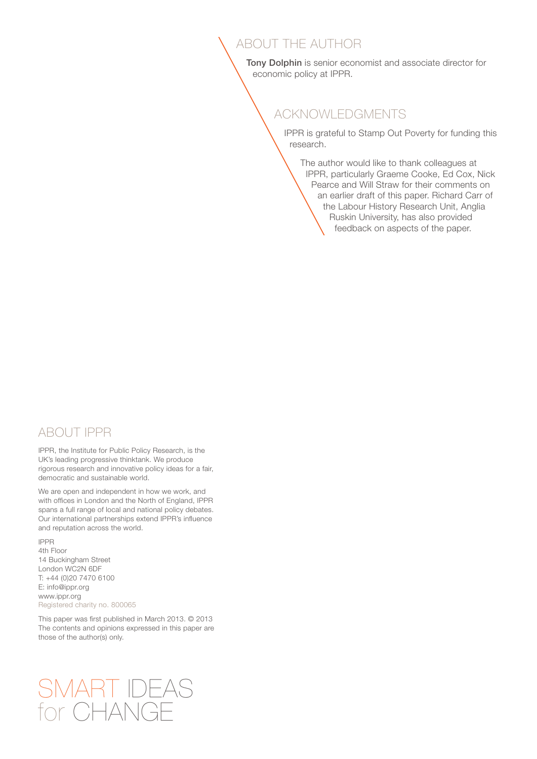## ABOUT THE AUTHOR

**Tony Dolphin** is senior economist and associate director for economic policy at IPPR.

## ACKNOWLEDGMENTS

IPPR is grateful to Stamp Out Poverty for funding this research.

The author would like to thank colleagues at IPPR, particularly Graeme Cooke, Ed Cox, Nick Pearce and Will Straw for their comments on an earlier draft of this paper. Richard Carr of the Labour History Research Unit, Anglia Ruskin University, has also provided feedback on aspects of the paper.

## ABOUT IPPR

IPPR, the Institute for Public Policy Research, is the UK's leading progressive thinktank. We produce rigorous research and innovative policy ideas for a fair, democratic and sustainable world.

We are open and independent in how we work, and with offices in London and the North of England, IPPR spans a full range of local and national policy debates. Our international partnerships extend IPPR's influence and reputation across the world.

IPPR
4th Floor
14 Buckingham Street
London WC2N 6DF
T: +44 (0)20 7470 6100
E: info@ippr.org
www.ippr.org
Registered charity no. 800065

This paper was first published in March 2013. © 2013
The contents and opinions expressed in this paper are those of the author(s) only.

SMART IDEAS
for CHANGE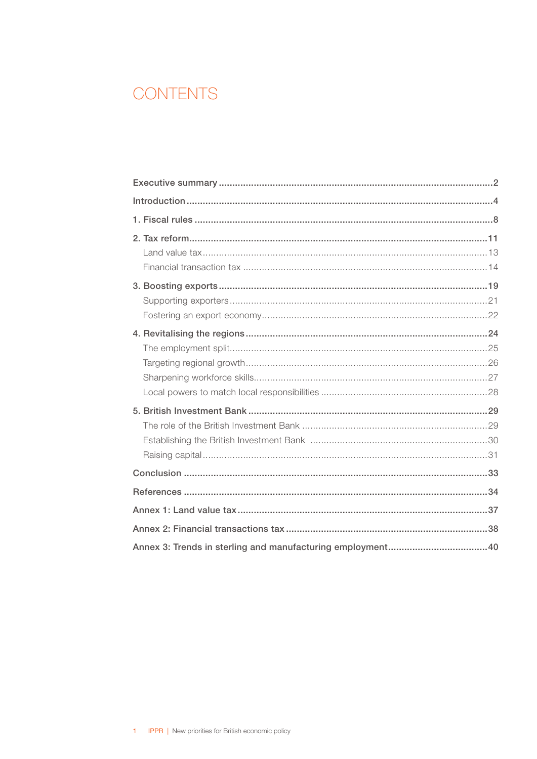# CONTENTS

**Executive summary** ....................................................................................................2

**Introduction** ..............................................................................................................4

**1. Fiscal rules** ..............................................................................................................8

**2. Tax reform** ............................................................................................................11

- Land value tax .........................................................................................................13
- Financial transaction tax ........................................................................................14

**3. Boosting exports** ..................................................................................................19

- Supporting exporters ..............................................................................................21
- Fostering an export economy..................................................................................22

**4. Revitalising the regions** .......................................................................................24

- The employment split..............................................................................................25
- Targeting regional growth........................................................................................26
- Sharpening workforce skills.....................................................................................27
- Local powers to match local responsibilities ...........................................................28

**5. British Investment Bank** .......................................................................................29

- The role of the British Investment Bank ...................................................................29
- Establishing the British Investment Bank .................................................................30
- Raising capital.........................................................................................................31

**Conclusion** ..............................................................................................................33

**References** ..............................................................................................................34

**Annex 1: Land value tax** ..........................................................................................37

**Annex 2: Financial transactions tax** .........................................................................38

**Annex 3: Trends in sterling and manufacturing employment**....................................40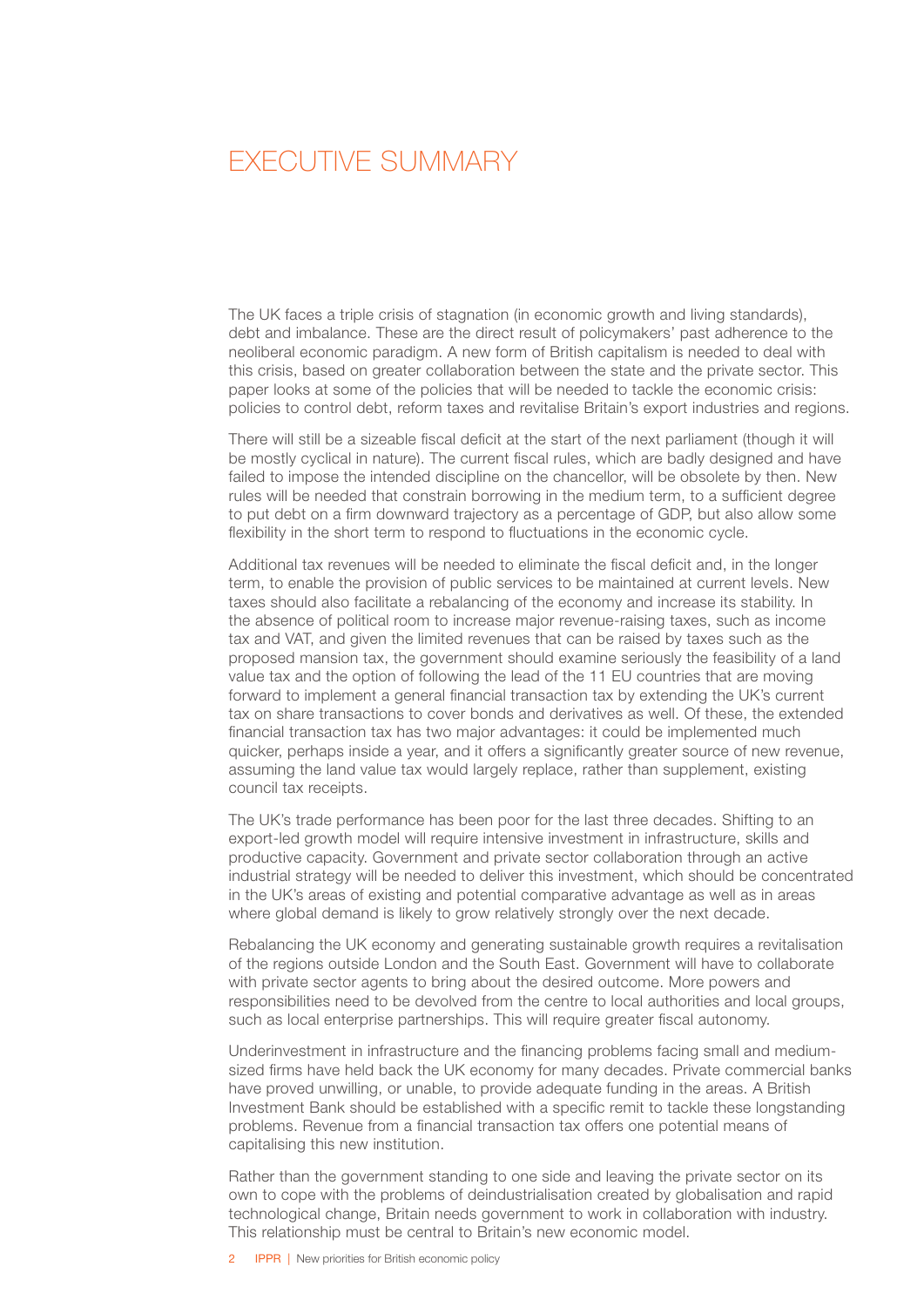# EXECUTIVE SUMMARY

The UK faces a triple crisis of stagnation (in economic growth and living standards), debt and imbalance. These are the direct result of policymakers' past adherence to the neoliberal economic paradigm. A new form of British capitalism is needed to deal with this crisis, based on greater collaboration between the state and the private sector. This paper looks at some of the policies that will be needed to tackle the economic crisis: policies to control debt, reform taxes and revitalise Britain's export industries and regions.

There will still be a sizeable fiscal deficit at the start of the next parliament (though it will be mostly cyclical in nature). The current fiscal rules, which are badly designed and have failed to impose the intended discipline on the chancellor, will be obsolete by then. New rules will be needed that constrain borrowing in the medium term, to a sufficient degree to put debt on a firm downward trajectory as a percentage of GDP, but also allow some flexibility in the short term to respond to fluctuations in the economic cycle.

Additional tax revenues will be needed to eliminate the fiscal deficit and, in the longer term, to enable the provision of public services to be maintained at current levels. New taxes should also facilitate a rebalancing of the economy and increase its stability. In the absence of political room to increase major revenue-raising taxes, such as income tax and VAT, and given the limited revenues that can be raised by taxes such as the proposed mansion tax, the government should examine seriously the feasibility of a land value tax and the option of following the lead of the 11 EU countries that are moving forward to implement a general financial transaction tax by extending the UK's current tax on share transactions to cover bonds and derivatives as well. Of these, the extended financial transaction tax has two major advantages: it could be implemented much quicker, perhaps inside a year, and it offers a significantly greater source of new revenue, assuming the land value tax would largely replace, rather than supplement, existing council tax receipts.

The UK's trade performance has been poor for the last three decades. Shifting to an export-led growth model will require intensive investment in infrastructure, skills and productive capacity. Government and private sector collaboration through an active industrial strategy will be needed to deliver this investment, which should be concentrated in the UK's areas of existing and potential comparative advantage as well as in areas where global demand is likely to grow relatively strongly over the next decade.

Rebalancing the UK economy and generating sustainable growth requires a revitalisation of the regions outside London and the South East. Government will have to collaborate with private sector agents to bring about the desired outcome. More powers and responsibilities need to be devolved from the centre to local authorities and local groups, such as local enterprise partnerships. This will require greater fiscal autonomy.

Underinvestment in infrastructure and the financing problems facing small and medium-sized firms have held back the UK economy for many decades. Private commercial banks have proved unwilling, or unable, to provide adequate funding in the areas. A British Investment Bank should be established with a specific remit to tackle these longstanding problems. Revenue from a financial transaction tax offers one potential means of capitalising this new institution.

Rather than the government standing to one side and leaving the private sector on its own to cope with the problems of deindustrialisation created by globalisation and rapid technological change, Britain needs government to work in collaboration with industry. This relationship must be central to Britain's new economic model.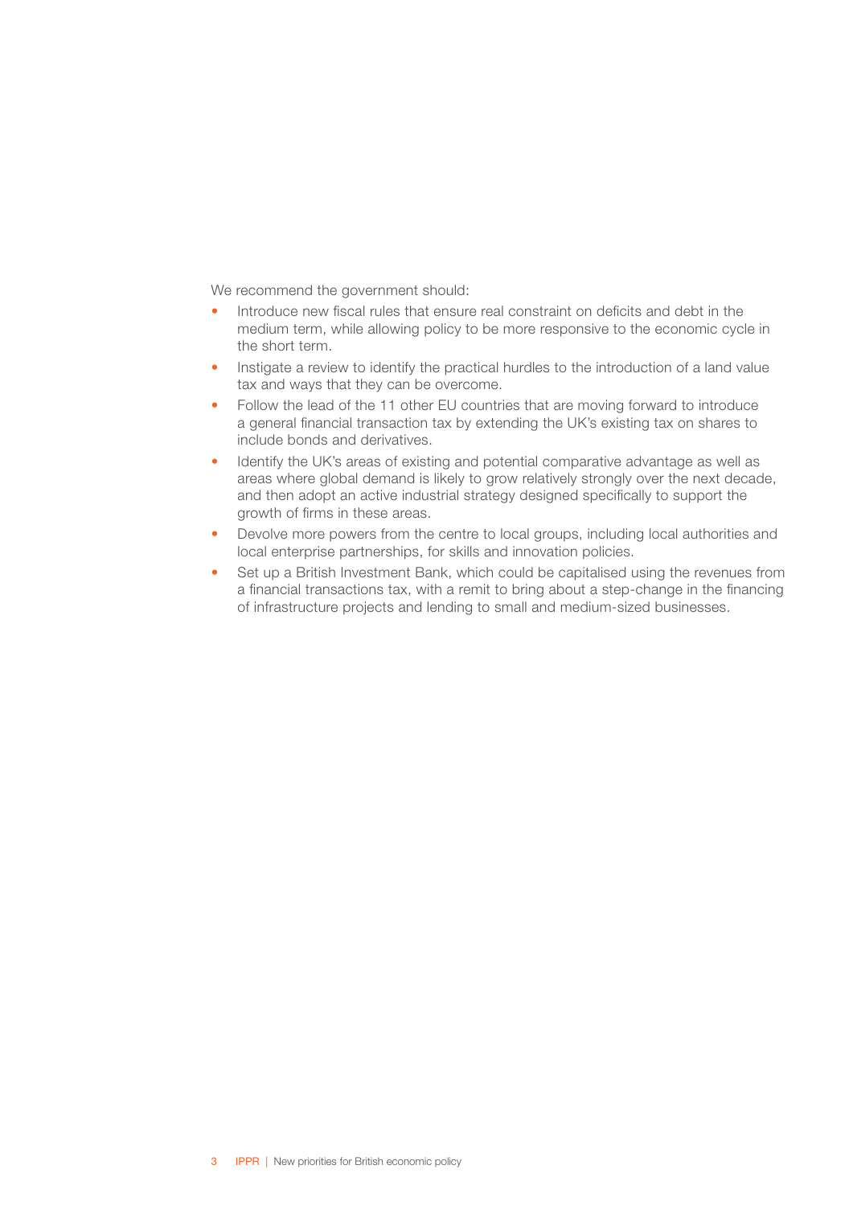We recommend the government should:

- Introduce new fiscal rules that ensure real constraint on deficits and debt in the medium term, while allowing policy to be more responsive to the economic cycle in the short term.
- Instigate a review to identify the practical hurdles to the introduction of a land value tax and ways that they can be overcome.
- Follow the lead of the 11 other EU countries that are moving forward to introduce a general financial transaction tax by extending the UK's existing tax on shares to include bonds and derivatives.
- Identify the UK's areas of existing and potential comparative advantage as well as areas where global demand is likely to grow relatively strongly over the next decade, and then adopt an active industrial strategy designed specifically to support the growth of firms in these areas.
- Devolve more powers from the centre to local groups, including local authorities and local enterprise partnerships, for skills and innovation policies.
- Set up a British Investment Bank, which could be capitalised using the revenues from a financial transactions tax, with a remit to bring about a step-change in the financing of infrastructure projects and lending to small and medium-sized businesses.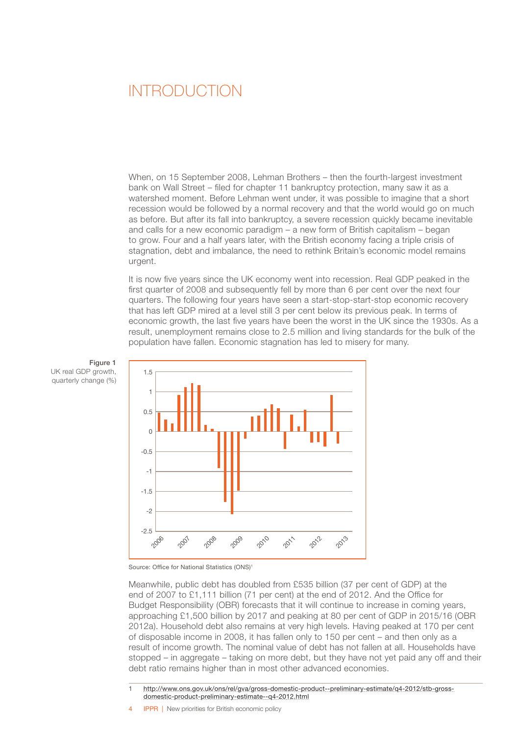# INTRODUCTION

When, on 15 September 2008, Lehman Brothers – then the fourth-largest investment bank on Wall Street – filed for chapter 11 bankruptcy protection, many saw it as a watershed moment. Before Lehman went under, it was possible to imagine that a short recession would be followed by a normal recovery and that the world would go on much as before. But after its fall into bankruptcy, a severe recession quickly became inevitable and calls for a new economic paradigm – a new form of British capitalism – began to grow. Four and a half years later, with the British economy facing a triple crisis of stagnation, debt and imbalance, the need to rethink Britain's economic model remains urgent.

It is now five years since the UK economy went into recession. Real GDP peaked in the first quarter of 2008 and subsequently fell by more than 6 per cent over the next four quarters. The following four years have seen a start-stop-start-stop economic recovery that has left GDP mired at a level still 3 per cent below its previous peak. In terms of economic growth, the last five years have been the worst in the UK since the 1930s. As a result, unemployment remains close to 2.5 million and living standards for the bulk of the population have fallen. Economic stagnation has led to misery for many.

**Figure 1**
UK real GDP growth, quarterly change (%)

Source: Office for National Statistics (ONS)[1]

Meanwhile, public debt has doubled from £535 billion (37 per cent of GDP) at the end of 2007 to £1,111 billion (71 per cent) at the end of 2012. And the Office for Budget Responsibility (OBR) forecasts that it will continue to increase in coming years, approaching £1,500 billion by 2017 and peaking at 80 per cent of GDP in 2015/16 (OBR 2012a). Household debt also remains at very high levels. Having peaked at 170 per cent of disposable income in 2008, it has fallen only to 150 per cent – and then only as a result of income growth. The nominal value of debt has not fallen at all. Households have stopped – in aggregate – taking on more debt, but they have not yet paid any off and their debt ratio remains higher than in most other advanced economies.

1 http://www.ons.gov.uk/ons/rel/gva/gross-domestic-product--preliminary-estimate/q4-2012/stb-gross-domestic-product-preliminary-estimate--q4-2012.html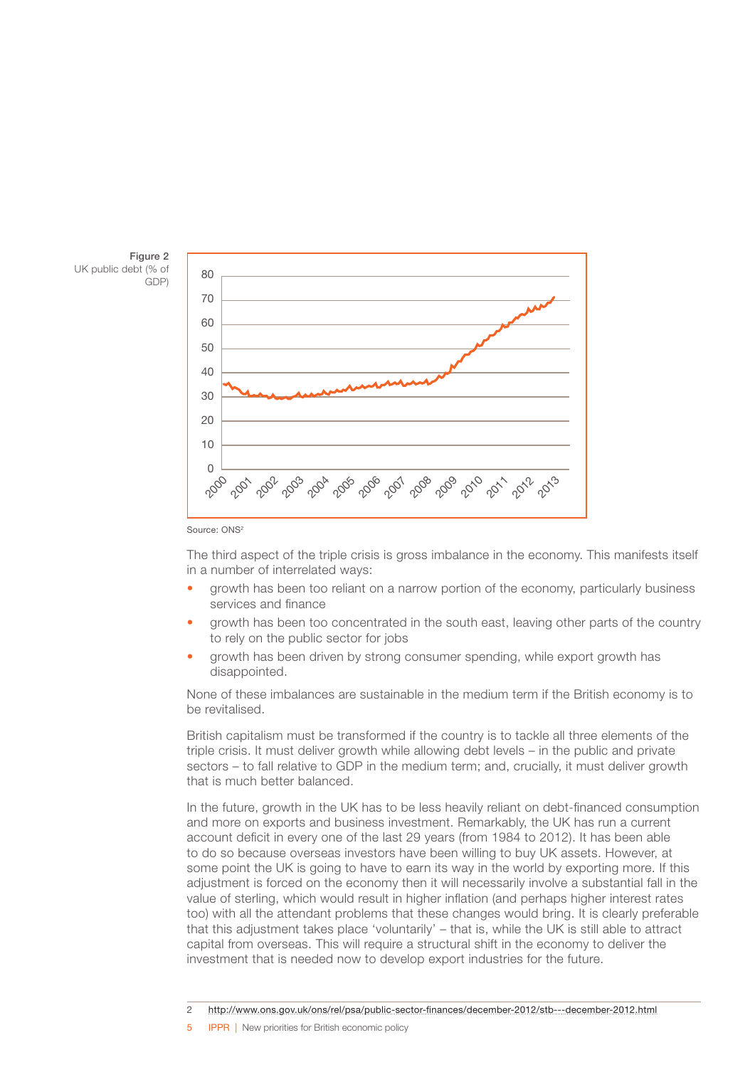**Figure 2**
UK public debt (% of GDP)

Source: ONS[2]

The third aspect of the triple crisis is gross imbalance in the economy. This manifests itself in a number of interrelated ways:

- growth has been too reliant on a narrow portion of the economy, particularly business services and finance
- growth has been too concentrated in the south east, leaving other parts of the country to rely on the public sector for jobs
- growth has been driven by strong consumer spending, while export growth has disappointed.

None of these imbalances are sustainable in the medium term if the British economy is to be revitalised.

British capitalism must be transformed if the country is to tackle all three elements of the triple crisis. It must deliver growth while allowing debt levels – in the public and private sectors – to fall relative to GDP in the medium term; and, crucially, it must deliver growth that is much better balanced.

In the future, growth in the UK has to be less heavily reliant on debt-financed consumption and more on exports and business investment. Remarkably, the UK has run a current account deficit in every one of the last 29 years (from 1984 to 2012). It has been able to do so because overseas investors have been willing to buy UK assets. However, at some point the UK is going to have to earn its way in the world by exporting more. If this adjustment is forced on the economy then it will necessarily involve a substantial fall in the value of sterling, which would result in higher inflation (and perhaps higher interest rates too) with all the attendant problems that these changes would bring. It is clearly preferable that this adjustment takes place 'voluntarily' – that is, while the UK is still able to attract capital from overseas. This will require a structural shift in the economy to deliver the investment that is needed now to develop export industries for the future.

2 http://www.ons.gov.uk/ons/rel/psa/public-sector-finances/december-2012/stb---december-2012.html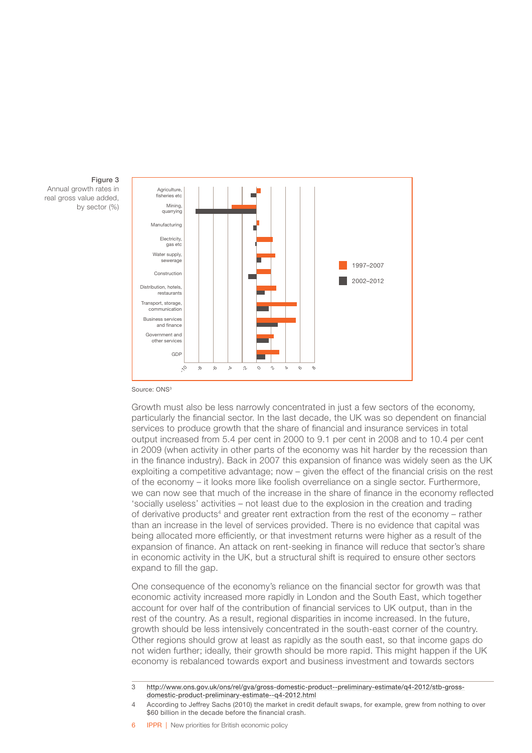Figure 3
Annual growth rates in real gross value added, by sector (%)

Source: ONS[3]

Growth must also be less narrowly concentrated in just a few sectors of the economy, particularly the financial sector. In the last decade, the UK was so dependent on financial services to produce growth that the share of financial and insurance services in total output increased from 5.4 per cent in 2000 to 9.1 per cent in 2008 and to 10.4 per cent in 2009 (when activity in other parts of the economy was hit harder by the recession than in the finance industry). Back in 2007 this expansion of finance was widely seen as the UK exploiting a competitive advantage; now – given the effect of the financial crisis on the rest of the economy – it looks more like foolish overreliance on a single sector. Furthermore, we can now see that much of the increase in the share of finance in the economy reflected 'socially useless' activities – not least due to the explosion in the creation and trading of derivative products[4] and greater rent extraction from the rest of the economy – rather than an increase in the level of services provided. There is no evidence that capital was being allocated more efficiently, or that investment returns were higher as a result of the expansion of finance. An attack on rent-seeking in finance will reduce that sector's share in economic activity in the UK, but a structural shift is required to ensure other sectors expand to fill the gap.

One consequence of the economy's reliance on the financial sector for growth was that economic activity increased more rapidly in London and the South East, which together account for over half of the contribution of financial services to UK output, than in the rest of the country. As a result, regional disparities in income increased. In the future, growth should be less intensively concentrated in the south-east corner of the country. Other regions should grow at least as rapidly as the south east, so that income gaps do not widen further; ideally, their growth should be more rapid. This might happen if the UK economy is rebalanced towards export and business investment and towards sectors

---

3 http://www.ons.gov.uk/ons/rel/gva/gross-domestic-product--preliminary-estimate/q4-2012/stb-gross-domestic-product-preliminary-estimate--q4-2012.html

4 According to Jeffrey Sachs (2010) the market in credit default swaps, for example, grew from nothing to over $60 billion in the decade before the financial crash.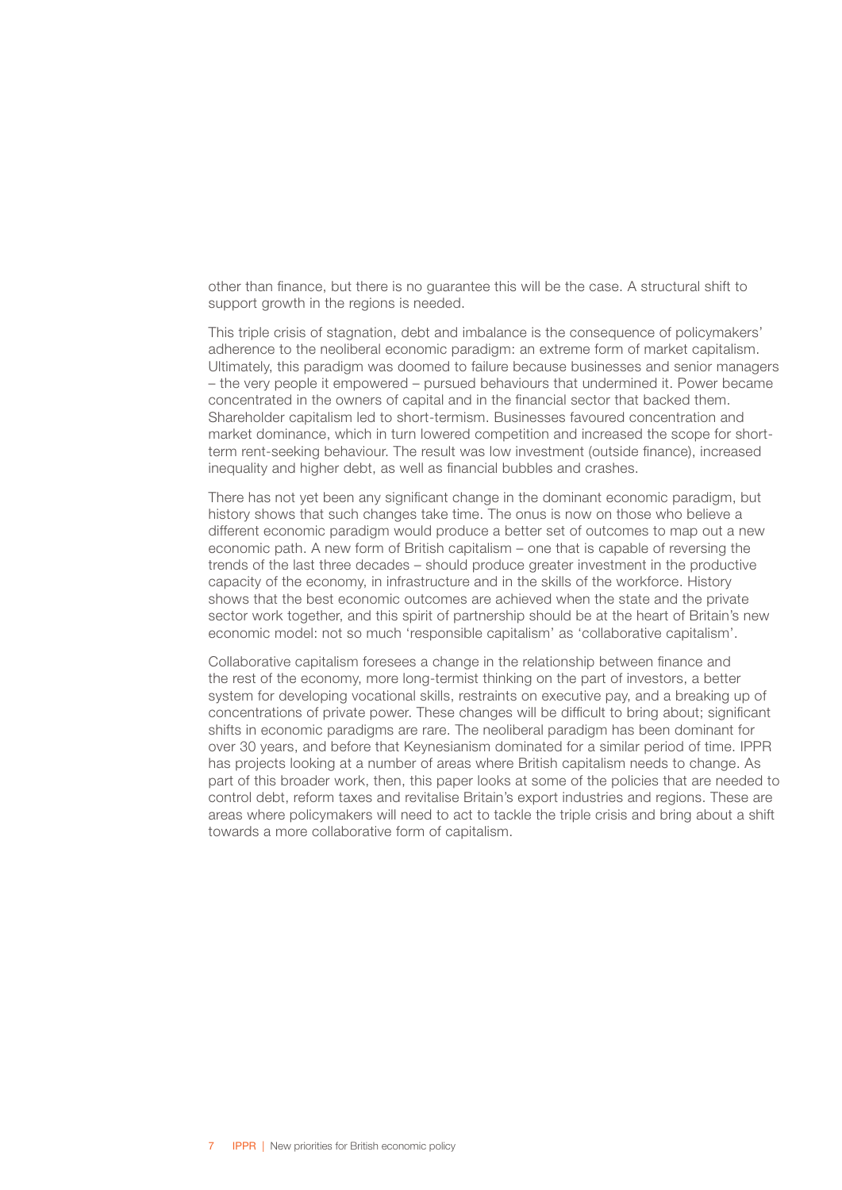other than finance, but there is no guarantee this will be the case. A structural shift to support growth in the regions is needed.

This triple crisis of stagnation, debt and imbalance is the consequence of policymakers' adherence to the neoliberal economic paradigm: an extreme form of market capitalism. Ultimately, this paradigm was doomed to failure because businesses and senior managers – the very people it empowered – pursued behaviours that undermined it. Power became concentrated in the owners of capital and in the financial sector that backed them. Shareholder capitalism led to short-termism. Businesses favoured concentration and market dominance, which in turn lowered competition and increased the scope for short-term rent-seeking behaviour. The result was low investment (outside finance), increased inequality and higher debt, as well as financial bubbles and crashes.

There has not yet been any significant change in the dominant economic paradigm, but history shows that such changes take time. The onus is now on those who believe a different economic paradigm would produce a better set of outcomes to map out a new economic path. A new form of British capitalism – one that is capable of reversing the trends of the last three decades – should produce greater investment in the productive capacity of the economy, in infrastructure and in the skills of the workforce. History shows that the best economic outcomes are achieved when the state and the private sector work together, and this spirit of partnership should be at the heart of Britain's new economic model: not so much 'responsible capitalism' as 'collaborative capitalism'.

Collaborative capitalism foresees a change in the relationship between finance and the rest of the economy, more long-termist thinking on the part of investors, a better system for developing vocational skills, restraints on executive pay, and a breaking up of concentrations of private power. These changes will be difficult to bring about; significant shifts in economic paradigms are rare. The neoliberal paradigm has been dominant for over 30 years, and before that Keynesianism dominated for a similar period of time. IPPR has projects looking at a number of areas where British capitalism needs to change. As part of this broader work, then, this paper looks at some of the policies that are needed to control debt, reform taxes and revitalise Britain's export industries and regions. These are areas where policymakers will need to act to tackle the triple crisis and bring about a shift towards a more collaborative form of capitalism.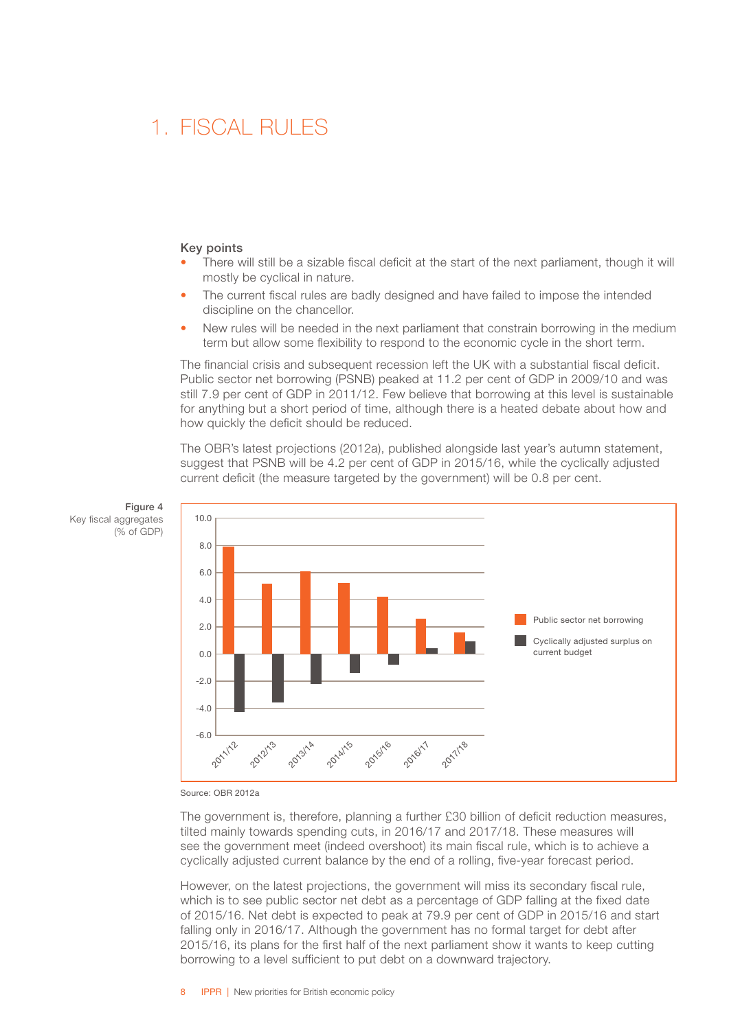# 1. FISCAL RULES

**Key points**

- There will still be a sizable fiscal deficit at the start of the next parliament, though it will mostly be cyclical in nature.
- The current fiscal rules are badly designed and have failed to impose the intended discipline on the chancellor.
- New rules will be needed in the next parliament that constrain borrowing in the medium term but allow some flexibility to respond to the economic cycle in the short term.

The financial crisis and subsequent recession left the UK with a substantial fiscal deficit. Public sector net borrowing (PSNB) peaked at 11.2 per cent of GDP in 2009/10 and was still 7.9 per cent of GDP in 2011/12. Few believe that borrowing at this level is sustainable for anything but a short period of time, although there is a heated debate about how and how quickly the deficit should be reduced.

The OBR's latest projections (2012a), published alongside last year's autumn statement, suggest that PSNB will be 4.2 per cent of GDP in 2015/16, while the cyclically adjusted current deficit (the measure targeted by the government) will be 0.8 per cent.

**Figure 4**
Key fiscal aggregates (% of GDP)

Legend: Public sector net borrowing; Cyclically adjusted surplus on current budget

Source: OBR 2012a

The government is, therefore, planning a further £30 billion of deficit reduction measures, tilted mainly towards spending cuts, in 2016/17 and 2017/18. These measures will see the government meet (indeed overshoot) its main fiscal rule, which is to achieve a cyclically adjusted current balance by the end of a rolling, five-year forecast period.

However, on the latest projections, the government will miss its secondary fiscal rule, which is to see public sector net debt as a percentage of GDP falling at the fixed date of 2015/16. Net debt is expected to peak at 79.9 per cent of GDP in 2015/16 and start falling only in 2016/17. Although the government has no formal target for debt after 2015/16, its plans for the first half of the next parliament show it wants to keep cutting borrowing to a level sufficient to put debt on a downward trajectory.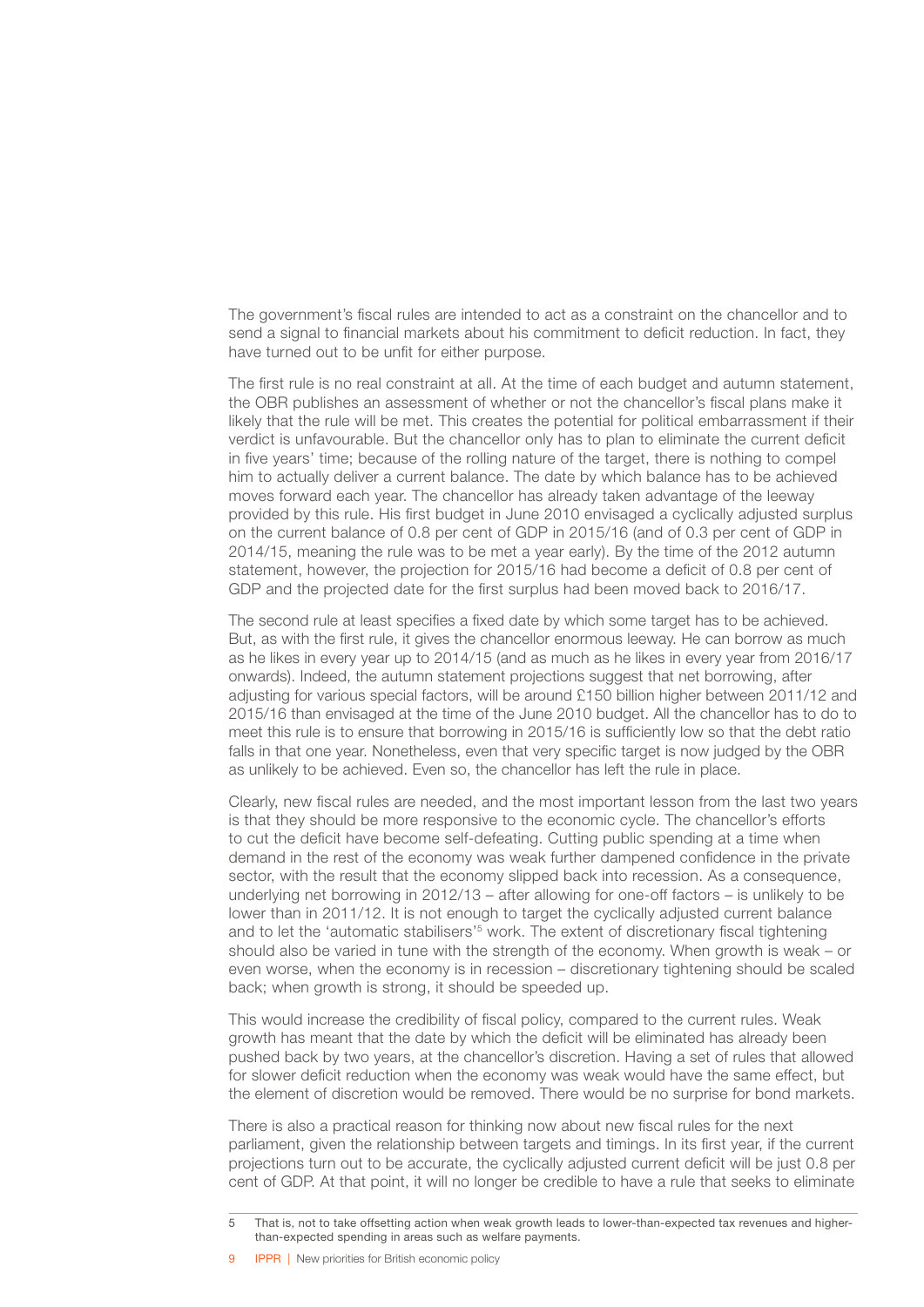The government's fiscal rules are intended to act as a constraint on the chancellor and to send a signal to financial markets about his commitment to deficit reduction. In fact, they have turned out to be unfit for either purpose.

The first rule is no real constraint at all. At the time of each budget and autumn statement, the OBR publishes an assessment of whether or not the chancellor's fiscal plans make it likely that the rule will be met. This creates the potential for political embarrassment if their verdict is unfavourable. But the chancellor only has to plan to eliminate the current deficit in five years' time; because of the rolling nature of the target, there is nothing to compel him to actually deliver a current balance. The date by which balance has to be achieved moves forward each year. The chancellor has already taken advantage of the leeway provided by this rule. His first budget in June 2010 envisaged a cyclically adjusted surplus on the current balance of 0.8 per cent of GDP in 2015/16 (and of 0.3 per cent of GDP in 2014/15, meaning the rule was to be met a year early). By the time of the 2012 autumn statement, however, the projection for 2015/16 had become a deficit of 0.8 per cent of GDP and the projected date for the first surplus had been moved back to 2016/17.

The second rule at least specifies a fixed date by which some target has to be achieved. But, as with the first rule, it gives the chancellor enormous leeway. He can borrow as much as he likes in every year up to 2014/15 (and as much as he likes in every year from 2016/17 onwards). Indeed, the autumn statement projections suggest that net borrowing, after adjusting for various special factors, will be around £150 billion higher between 2011/12 and 2015/16 than envisaged at the time of the June 2010 budget. All the chancellor has to do to meet this rule is to ensure that borrowing in 2015/16 is sufficiently low so that the debt ratio falls in that one year. Nonetheless, even that very specific target is now judged by the OBR as unlikely to be achieved. Even so, the chancellor has left the rule in place.

Clearly, new fiscal rules are needed, and the most important lesson from the last two years is that they should be more responsive to the economic cycle. The chancellor's efforts to cut the deficit have become self-defeating. Cutting public spending at a time when demand in the rest of the economy was weak further dampened confidence in the private sector, with the result that the economy slipped back into recession. As a consequence, underlying net borrowing in 2012/13 – after allowing for one-off factors – is unlikely to be lower than in 2011/12. It is not enough to target the cyclically adjusted current balance and to let the 'automatic stabilisers'[5] work. The extent of discretionary fiscal tightening should also be varied in tune with the strength of the economy. When growth is weak – or even worse, when the economy is in recession – discretionary tightening should be scaled back; when growth is strong, it should be speeded up.

This would increase the credibility of fiscal policy, compared to the current rules. Weak growth has meant that the date by which the deficit will be eliminated has already been pushed back by two years, at the chancellor's discretion. Having a set of rules that allowed for slower deficit reduction when the economy was weak would have the same effect, but the element of discretion would be removed. There would be no surprise for bond markets.

There is also a practical reason for thinking now about new fiscal rules for the next parliament, given the relationship between targets and timings. In its first year, if the current projections turn out to be accurate, the cyclically adjusted current deficit will be just 0.8 per cent of GDP. At that point, it will no longer be credible to have a rule that seeks to eliminate

5 That is, not to take offsetting action when weak growth leads to lower-than-expected tax revenues and higher-than-expected spending in areas such as welfare payments.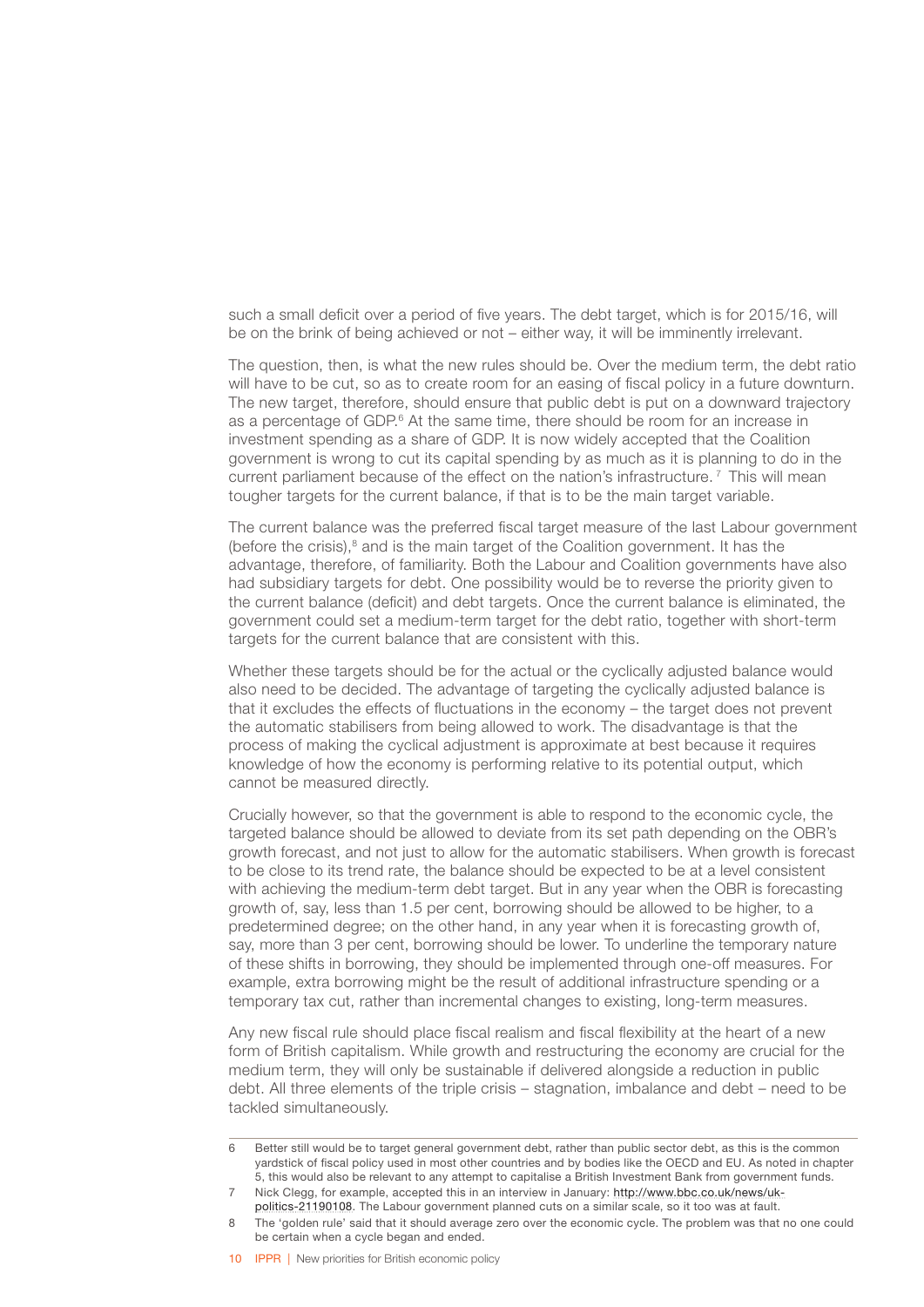such a small deficit over a period of five years. The debt target, which is for 2015/16, will be on the brink of being achieved or not – either way, it will be imminently irrelevant.

The question, then, is what the new rules should be. Over the medium term, the debt ratio will have to be cut, so as to create room for an easing of fiscal policy in a future downturn. The new target, therefore, should ensure that public debt is put on a downward trajectory as a percentage of GDP.[6] At the same time, there should be room for an increase in investment spending as a share of GDP. It is now widely accepted that the Coalition government is wrong to cut its capital spending by as much as it is planning to do in the current parliament because of the effect on the nation's infrastructure.[7] This will mean tougher targets for the current balance, if that is to be the main target variable.

The current balance was the preferred fiscal target measure of the last Labour government (before the crisis),[8] and is the main target of the Coalition government. It has the advantage, therefore, of familiarity. Both the Labour and Coalition governments have also had subsidiary targets for debt. One possibility would be to reverse the priority given to the current balance (deficit) and debt targets. Once the current balance is eliminated, the government could set a medium-term target for the debt ratio, together with short-term targets for the current balance that are consistent with this.

Whether these targets should be for the actual or the cyclically adjusted balance would also need to be decided. The advantage of targeting the cyclically adjusted balance is that it excludes the effects of fluctuations in the economy – the target does not prevent the automatic stabilisers from being allowed to work. The disadvantage is that the process of making the cyclical adjustment is approximate at best because it requires knowledge of how the economy is performing relative to its potential output, which cannot be measured directly.

Crucially however, so that the government is able to respond to the economic cycle, the targeted balance should be allowed to deviate from its set path depending on the OBR's growth forecast, and not just to allow for the automatic stabilisers. When growth is forecast to be close to its trend rate, the balance should be expected to be at a level consistent with achieving the medium-term debt target. But in any year when the OBR is forecasting growth of, say, less than 1.5 per cent, borrowing should be allowed to be higher, to a predetermined degree; on the other hand, in any year when it is forecasting growth of, say, more than 3 per cent, borrowing should be lower. To underline the temporary nature of these shifts in borrowing, they should be implemented through one-off measures. For example, extra borrowing might be the result of additional infrastructure spending or a temporary tax cut, rather than incremental changes to existing, long-term measures.

Any new fiscal rule should place fiscal realism and fiscal flexibility at the heart of a new form of British capitalism. While growth and restructuring the economy are crucial for the medium term, they will only be sustainable if delivered alongside a reduction in public debt. All three elements of the triple crisis – stagnation, imbalance and debt – need to be tackled simultaneously.

---

6 Better still would be to target general government debt, rather than public sector debt, as this is the common yardstick of fiscal policy used in most other countries and by bodies like the OECD and EU. As noted in chapter 5, this would also be relevant to any attempt to capitalise a British Investment Bank from government funds.

7 Nick Clegg, for example, accepted this in an interview in January: http://www.bbc.co.uk/news/uk-politics-21190108. The Labour government planned cuts on a similar scale, so it too was at fault.

8 The 'golden rule' said that it should average zero over the economic cycle. The problem was that no one could be certain when a cycle began and ended.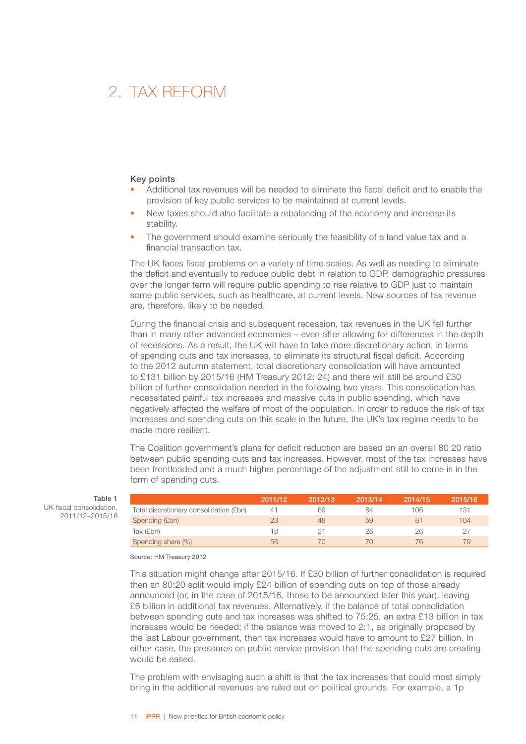# 2. TAX REFORM

**Key points**

- Additional tax revenues will be needed to eliminate the fiscal deficit and to enable the provision of key public services to be maintained at current levels.
- New taxes should also facilitate a rebalancing of the economy and increase its stability.
- The government should examine seriously the feasibility of a land value tax and a financial transaction tax.

The UK faces fiscal problems on a variety of time scales. As well as needing to eliminate the deficit and eventually to reduce public debt in relation to GDP, demographic pressures over the longer term will require public spending to rise relative to GDP just to maintain some public services, such as healthcare, at current levels. New sources of tax revenue are, therefore, likely to be needed.

During the financial crisis and subsequent recession, tax revenues in the UK fell further than in many other advanced economies – even after allowing for differences in the depth of recessions. As a result, the UK will have to take more discretionary action, in terms of spending cuts and tax increases, to eliminate its structural fiscal deficit. According to the 2012 autumn statement, total discretionary consolidation will have amounted to £131 billion by 2015/16 (HM Treasury 2012: 24) and there will still be around £30 billion of further consolidation needed in the following two years. This consolidation has necessitated painful tax increases and massive cuts in public spending, which have negatively affected the welfare of most of the population. In order to reduce the risk of tax increases and spending cuts on this scale in the future, the UK's tax regime needs to be made more resilient.

The Coalition government's plans for deficit reduction are based on an overall 80:20 ratio between public spending cuts and tax increases. However, most of the tax increases have been frontloaded and a much higher percentage of the adjustment still to come is in the form of spending cuts.

**Table 1**
UK fiscal consolidation, 2011/12–2015/16

| | 2011/12 | 2012/13 | 2013/14 | 2014/15 | 2015/16 |
|---|---|---|---|---|---|
| Total discretionary consolidation (£bn) | 41 | 69 | 84 | 106 | 131 |
| Spending (£bn) | 23 | 48 | 59 | 81 | 104 |
| Tax (£bn) | 18 | 21 | 26 | 26 | 27 |
| Spending share (%) | 56 | 70 | 70 | 76 | 79 |

Source: HM Treasury 2012

This situation might change after 2015/16. If £30 billion of further consolidation is required then an 80:20 split would imply £24 billion of spending cuts on top of those already announced (or, in the case of 2015/16, those to be announced later this year), leaving £6 billion in additional tax revenues. Alternatively, if the balance of total consolidation between spending cuts and tax increases was shifted to 75:25, an extra £13 billion in tax increases would be needed; if the balance was moved to 2:1, as originally proposed by the last Labour government, then tax increases would have to amount to £27 billion. In either case, the pressures on public service provision that the spending cuts are creating would be eased.

The problem with envisaging such a shift is that the tax increases that could most simply bring in the additional revenues are ruled out on political grounds. For example, a 1p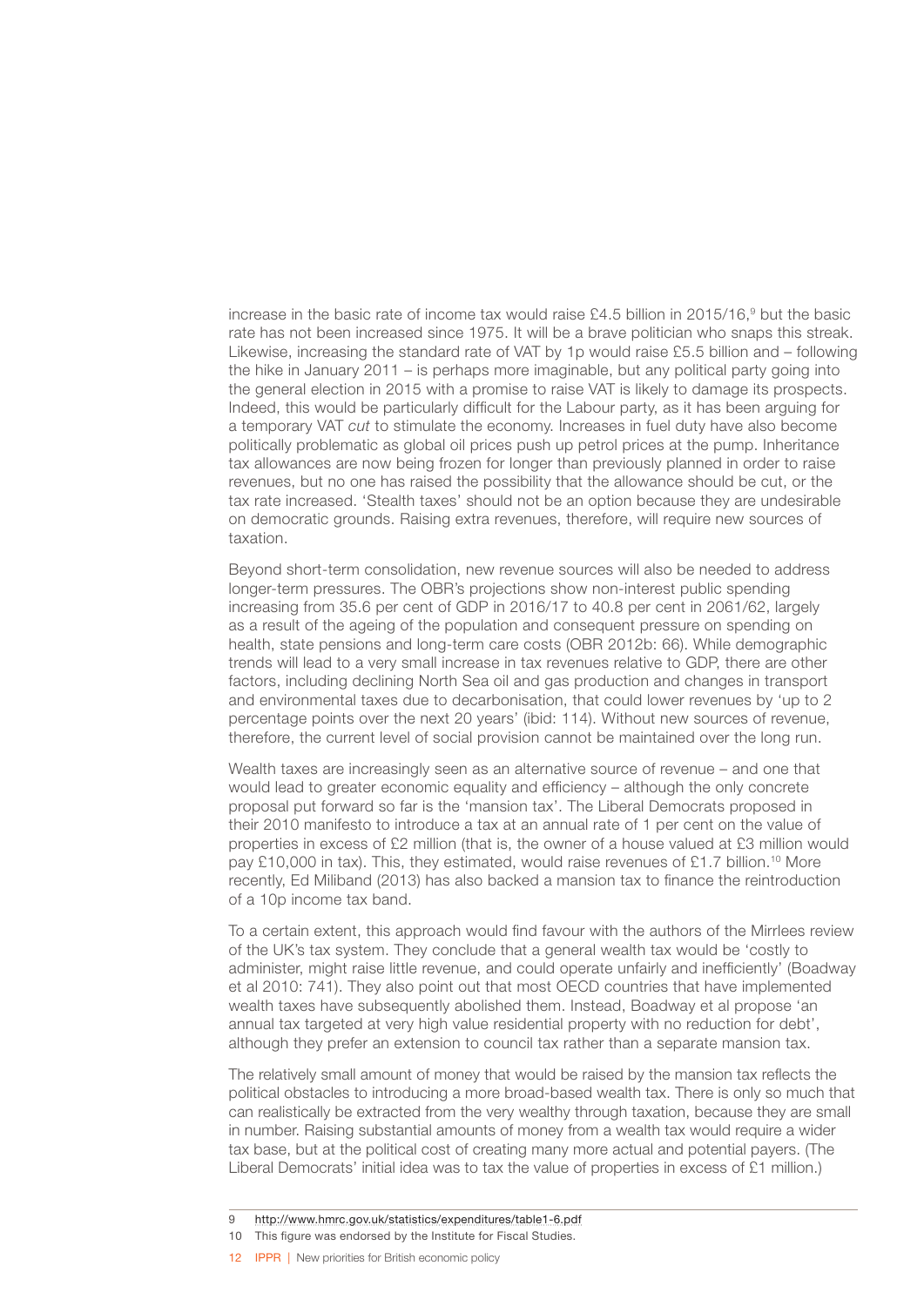increase in the basic rate of income tax would raise £4.5 billion in 2015/16,[9] but the basic rate has not been increased since 1975. It will be a brave politician who snaps this streak. Likewise, increasing the standard rate of VAT by 1p would raise £5.5 billion and – following the hike in January 2011 – is perhaps more imaginable, but any political party going into the general election in 2015 with a promise to raise VAT is likely to damage its prospects. Indeed, this would be particularly difficult for the Labour party, as it has been arguing for a temporary VAT *cut* to stimulate the economy. Increases in fuel duty have also become politically problematic as global oil prices push up petrol prices at the pump. Inheritance tax allowances are now being frozen for longer than previously planned in order to raise revenues, but no one has raised the possibility that the allowance should be cut, or the tax rate increased. 'Stealth taxes' should not be an option because they are undesirable on democratic grounds. Raising extra revenues, therefore, will require new sources of taxation.

Beyond short-term consolidation, new revenue sources will also be needed to address longer-term pressures. The OBR's projections show non-interest public spending increasing from 35.6 per cent of GDP in 2016/17 to 40.8 per cent in 2061/62, largely as a result of the ageing of the population and consequent pressure on spending on health, state pensions and long-term care costs (OBR 2012b: 66). While demographic trends will lead to a very small increase in tax revenues relative to GDP, there are other factors, including declining North Sea oil and gas production and changes in transport and environmental taxes due to decarbonisation, that could lower revenues by 'up to 2 percentage points over the next 20 years' (ibid: 114). Without new sources of revenue, therefore, the current level of social provision cannot be maintained over the long run.

Wealth taxes are increasingly seen as an alternative source of revenue – and one that would lead to greater economic equality and efficiency – although the only concrete proposal put forward so far is the 'mansion tax'. The Liberal Democrats proposed in their 2010 manifesto to introduce a tax at an annual rate of 1 per cent on the value of properties in excess of £2 million (that is, the owner of a house valued at £3 million would pay £10,000 in tax). This, they estimated, would raise revenues of £1.7 billion.[10] More recently, Ed Miliband (2013) has also backed a mansion tax to finance the reintroduction of a 10p income tax band.

To a certain extent, this approach would find favour with the authors of the Mirrlees review of the UK's tax system. They conclude that a general wealth tax would be 'costly to administer, might raise little revenue, and could operate unfairly and inefficiently' (Boadway et al 2010: 741). They also point out that most OECD countries that have implemented wealth taxes have subsequently abolished them. Instead, Boadway et al propose 'an annual tax targeted at very high value residential property with no reduction for debt', although they prefer an extension to council tax rather than a separate mansion tax.

The relatively small amount of money that would be raised by the mansion tax reflects the political obstacles to introducing a more broad-based wealth tax. There is only so much that can realistically be extracted from the very wealthy through taxation, because they are small in number. Raising substantial amounts of money from a wealth tax would require a wider tax base, but at the political cost of creating many more actual and potential payers. (The Liberal Democrats' initial idea was to tax the value of properties in excess of £1 million.)

---

9 http://www.hmrc.gov.uk/statistics/expenditures/table1-6.pdf

10 This figure was endorsed by the Institute for Fiscal Studies.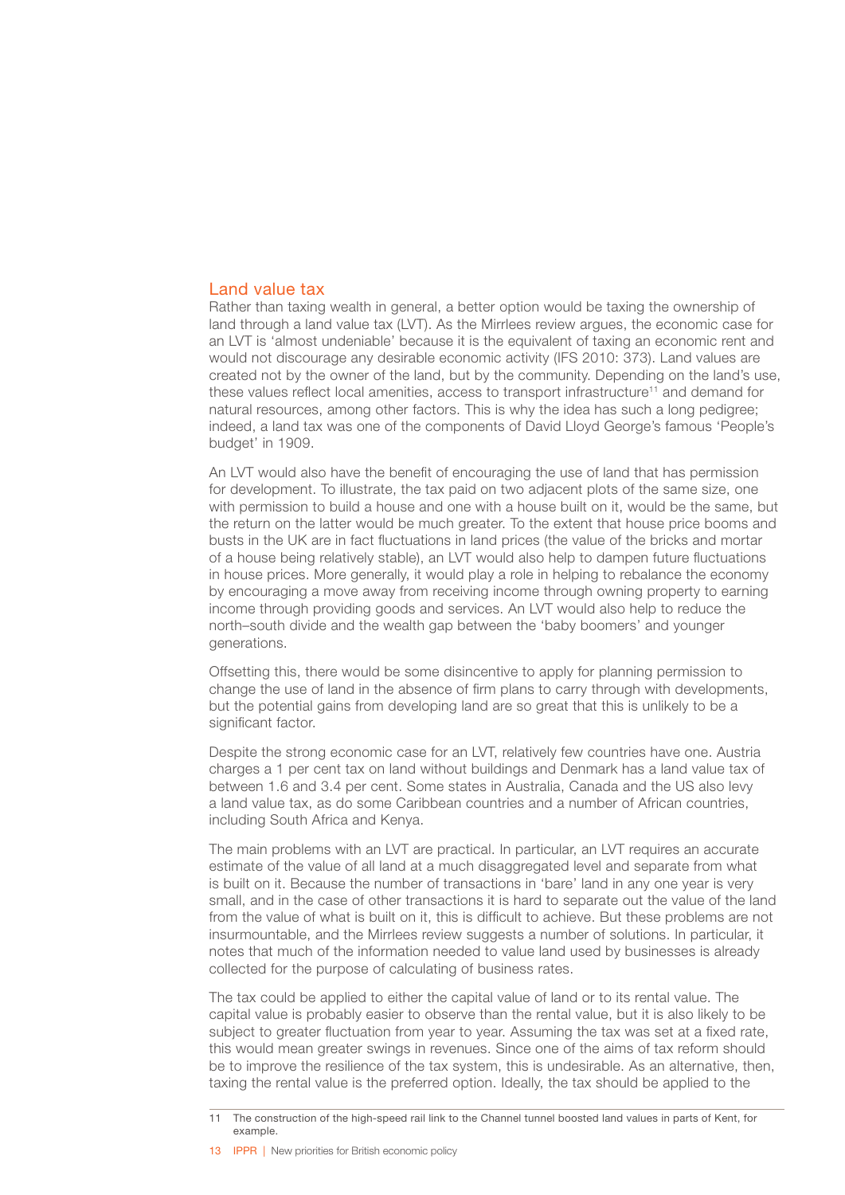## Land value tax

Rather than taxing wealth in general, a better option would be taxing the ownership of land through a land value tax (LVT). As the Mirrlees review argues, the economic case for an LVT is 'almost undeniable' because it is the equivalent of taxing an economic rent and would not discourage any desirable economic activity (IFS 2010: 373). Land values are created not by the owner of the land, but by the community. Depending on the land's use, these values reflect local amenities, access to transport infrastructure[11] and demand for natural resources, among other factors. This is why the idea has such a long pedigree; indeed, a land tax was one of the components of David Lloyd George's famous 'People's budget' in 1909.

An LVT would also have the benefit of encouraging the use of land that has permission for development. To illustrate, the tax paid on two adjacent plots of the same size, one with permission to build a house and one with a house built on it, would be the same, but the return on the latter would be much greater. To the extent that house price booms and busts in the UK are in fact fluctuations in land prices (the value of the bricks and mortar of a house being relatively stable), an LVT would also help to dampen future fluctuations in house prices. More generally, it would play a role in helping to rebalance the economy by encouraging a move away from receiving income through owning property to earning income through providing goods and services. An LVT would also help to reduce the north–south divide and the wealth gap between the 'baby boomers' and younger generations.

Offsetting this, there would be some disincentive to apply for planning permission to change the use of land in the absence of firm plans to carry through with developments, but the potential gains from developing land are so great that this is unlikely to be a significant factor.

Despite the strong economic case for an LVT, relatively few countries have one. Austria charges a 1 per cent tax on land without buildings and Denmark has a land value tax of between 1.6 and 3.4 per cent. Some states in Australia, Canada and the US also levy a land value tax, as do some Caribbean countries and a number of African countries, including South Africa and Kenya.

The main problems with an LVT are practical. In particular, an LVT requires an accurate estimate of the value of all land at a much disaggregated level and separate from what is built on it. Because the number of transactions in 'bare' land in any one year is very small, and in the case of other transactions it is hard to separate out the value of the land from the value of what is built on it, this is difficult to achieve. But these problems are not insurmountable, and the Mirrlees review suggests a number of solutions. In particular, it notes that much of the information needed to value land used by businesses is already collected for the purpose of calculating of business rates.

The tax could be applied to either the capital value of land or to its rental value. The capital value is probably easier to observe than the rental value, but it is also likely to be subject to greater fluctuation from year to year. Assuming the tax was set at a fixed rate, this would mean greater swings in revenues. Since one of the aims of tax reform should be to improve the resilience of the tax system, this is undesirable. As an alternative, then, taxing the rental value is the preferred option. Ideally, the tax should be applied to the

---

11 The construction of the high-speed rail link to the Channel tunnel boosted land values in parts of Kent, for example.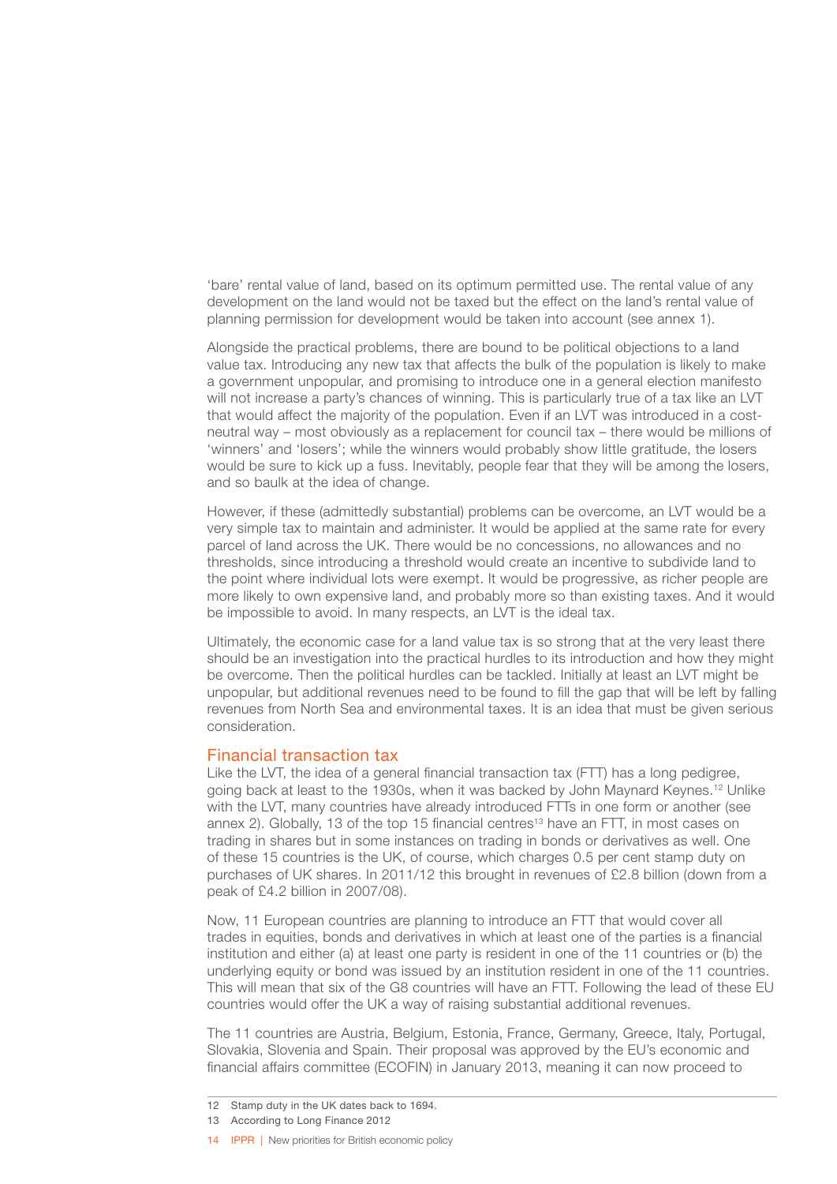'bare' rental value of land, based on its optimum permitted use. The rental value of any development on the land would not be taxed but the effect on the land's rental value of planning permission for development would be taken into account (see annex 1).

Alongside the practical problems, there are bound to be political objections to a land value tax. Introducing any new tax that affects the bulk of the population is likely to make a government unpopular, and promising to introduce one in a general election manifesto will not increase a party's chances of winning. This is particularly true of a tax like an LVT that would affect the majority of the population. Even if an LVT was introduced in a cost-neutral way – most obviously as a replacement for council tax – there would be millions of 'winners' and 'losers'; while the winners would probably show little gratitude, the losers would be sure to kick up a fuss. Inevitably, people fear that they will be among the losers, and so baulk at the idea of change.

However, if these (admittedly substantial) problems can be overcome, an LVT would be a very simple tax to maintain and administer. It would be applied at the same rate for every parcel of land across the UK. There would be no concessions, no allowances and no thresholds, since introducing a threshold would create an incentive to subdivide land to the point where individual lots were exempt. It would be progressive, as richer people are more likely to own expensive land, and probably more so than existing taxes. And it would be impossible to avoid. In many respects, an LVT is the ideal tax.

Ultimately, the economic case for a land value tax is so strong that at the very least there should be an investigation into the practical hurdles to its introduction and how they might be overcome. Then the political hurdles can be tackled. Initially at least an LVT might be unpopular, but additional revenues need to be found to fill the gap that will be left by falling revenues from North Sea and environmental taxes. It is an idea that must be given serious consideration.

## Financial transaction tax

Like the LVT, the idea of a general financial transaction tax (FTT) has a long pedigree, going back at least to the 1930s, when it was backed by John Maynard Keynes.[12] Unlike with the LVT, many countries have already introduced FTTs in one form or another (see annex 2). Globally, 13 of the top 15 financial centres[13] have an FTT, in most cases on trading in shares but in some instances on trading in bonds or derivatives as well. One of these 15 countries is the UK, of course, which charges 0.5 per cent stamp duty on purchases of UK shares. In 2011/12 this brought in revenues of £2.8 billion (down from a peak of £4.2 billion in 2007/08).

Now, 11 European countries are planning to introduce an FTT that would cover all trades in equities, bonds and derivatives in which at least one of the parties is a financial institution and either (a) at least one party is resident in one of the 11 countries or (b) the underlying equity or bond was issued by an institution resident in one of the 11 countries. This will mean that six of the G8 countries will have an FTT. Following the lead of these EU countries would offer the UK a way of raising substantial additional revenues.

The 11 countries are Austria, Belgium, Estonia, France, Germany, Greece, Italy, Portugal, Slovakia, Slovenia and Spain. Their proposal was approved by the EU's economic and financial affairs committee (ECOFIN) in January 2013, meaning it can now proceed to

12 Stamp duty in the UK dates back to 1694.

13 According to Long Finance 2012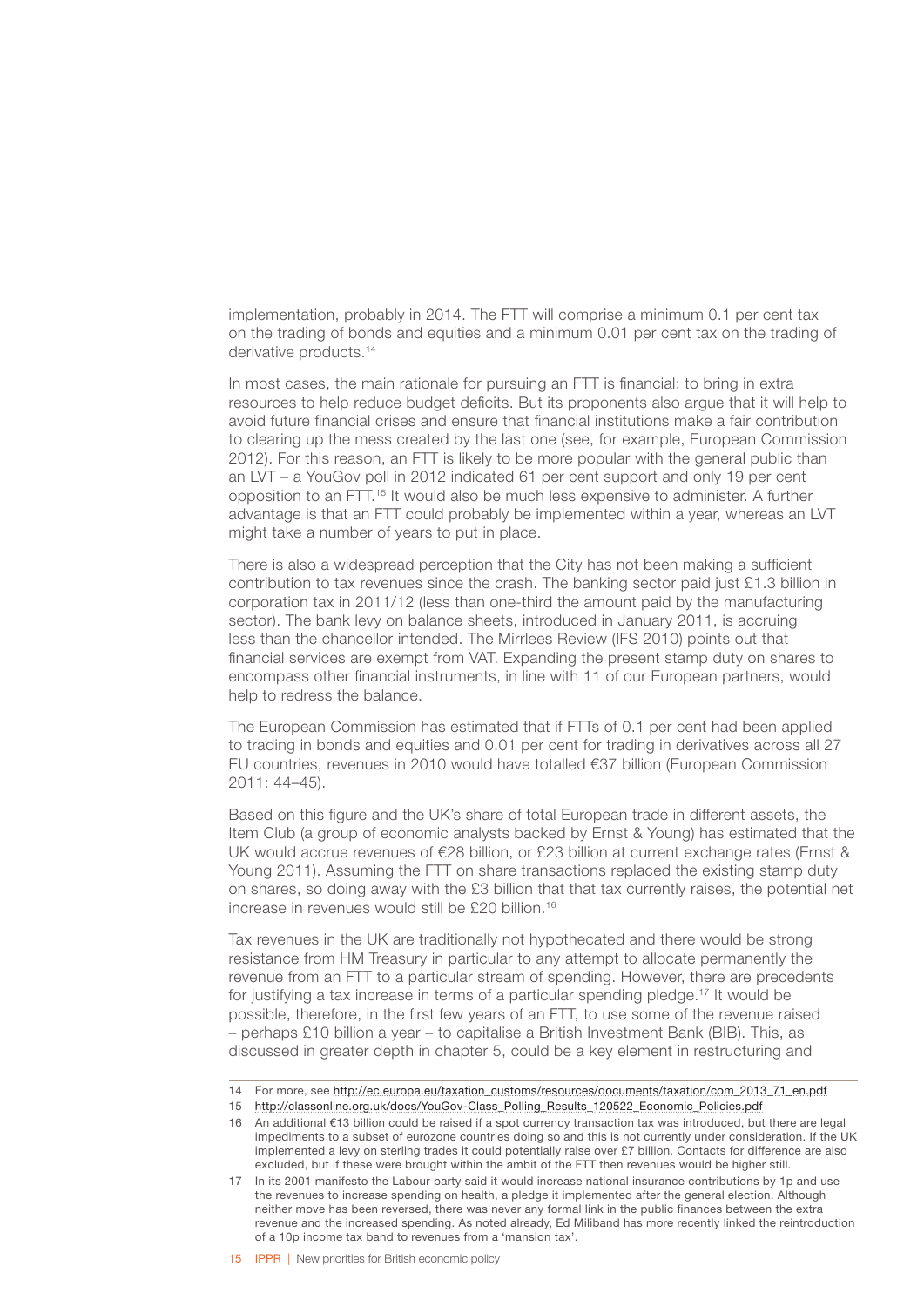implementation, probably in 2014. The FTT will comprise a minimum 0.1 per cent tax on the trading of bonds and equities and a minimum 0.01 per cent tax on the trading of derivative products.[14]

In most cases, the main rationale for pursuing an FTT is financial: to bring in extra resources to help reduce budget deficits. But its proponents also argue that it will help to avoid future financial crises and ensure that financial institutions make a fair contribution to clearing up the mess created by the last one (see, for example, European Commission 2012). For this reason, an FTT is likely to be more popular with the general public than an LVT – a YouGov poll in 2012 indicated 61 per cent support and only 19 per cent opposition to an FTT.[15] It would also be much less expensive to administer. A further advantage is that an FTT could probably be implemented within a year, whereas an LVT might take a number of years to put in place.

There is also a widespread perception that the City has not been making a sufficient contribution to tax revenues since the crash. The banking sector paid just £1.3 billion in corporation tax in 2011/12 (less than one-third the amount paid by the manufacturing sector). The bank levy on balance sheets, introduced in January 2011, is accruing less than the chancellor intended. The Mirrlees Review (IFS 2010) points out that financial services are exempt from VAT. Expanding the present stamp duty on shares to encompass other financial instruments, in line with 11 of our European partners, would help to redress the balance.

The European Commission has estimated that if FTTs of 0.1 per cent had been applied to trading in bonds and equities and 0.01 per cent for trading in derivatives across all 27 EU countries, revenues in 2010 would have totalled €37 billion (European Commission 2011: 44–45).

Based on this figure and the UK's share of total European trade in different assets, the Item Club (a group of economic analysts backed by Ernst & Young) has estimated that the UK would accrue revenues of €28 billion, or £23 billion at current exchange rates (Ernst & Young 2011). Assuming the FTT on share transactions replaced the existing stamp duty on shares, so doing away with the £3 billion that that tax currently raises, the potential net increase in revenues would still be £20 billion.[16]

Tax revenues in the UK are traditionally not hypothecated and there would be strong resistance from HM Treasury in particular to any attempt to allocate permanently the revenue from an FTT to a particular stream of spending. However, there are precedents for justifying a tax increase in terms of a particular spending pledge.[17] It would be possible, therefore, in the first few years of an FTT, to use some of the revenue raised – perhaps £10 billion a year – to capitalise a British Investment Bank (BIB). This, as discussed in greater depth in chapter 5, could be a key element in restructuring and

14 For more, see http://ec.europa.eu/taxation_customs/resources/documents/taxation/com_2013_71_en.pdf

15 http://classonline.org.uk/docs/YouGov-Class_Polling_Results_120522_Economic_Policies.pdf

16 An additional €13 billion could be raised if a spot currency transaction tax was introduced, but there are legal impediments to a subset of eurozone countries doing so and this is not currently under consideration. If the UK implemented a levy on sterling trades it could potentially raise over £7 billion. Contacts for difference are also excluded, but if these were brought within the ambit of the FTT then revenues would be higher still.

17 In its 2001 manifesto the Labour party said it would increase national insurance contributions by 1p and use the revenues to increase spending on health, a pledge it implemented after the general election. Although neither move has been reversed, there was never any formal link in the public finances between the extra revenue and the increased spending. As noted already, Ed Miliband has more recently linked the reintroduction of a 10p income tax band to revenues from a 'mansion tax'.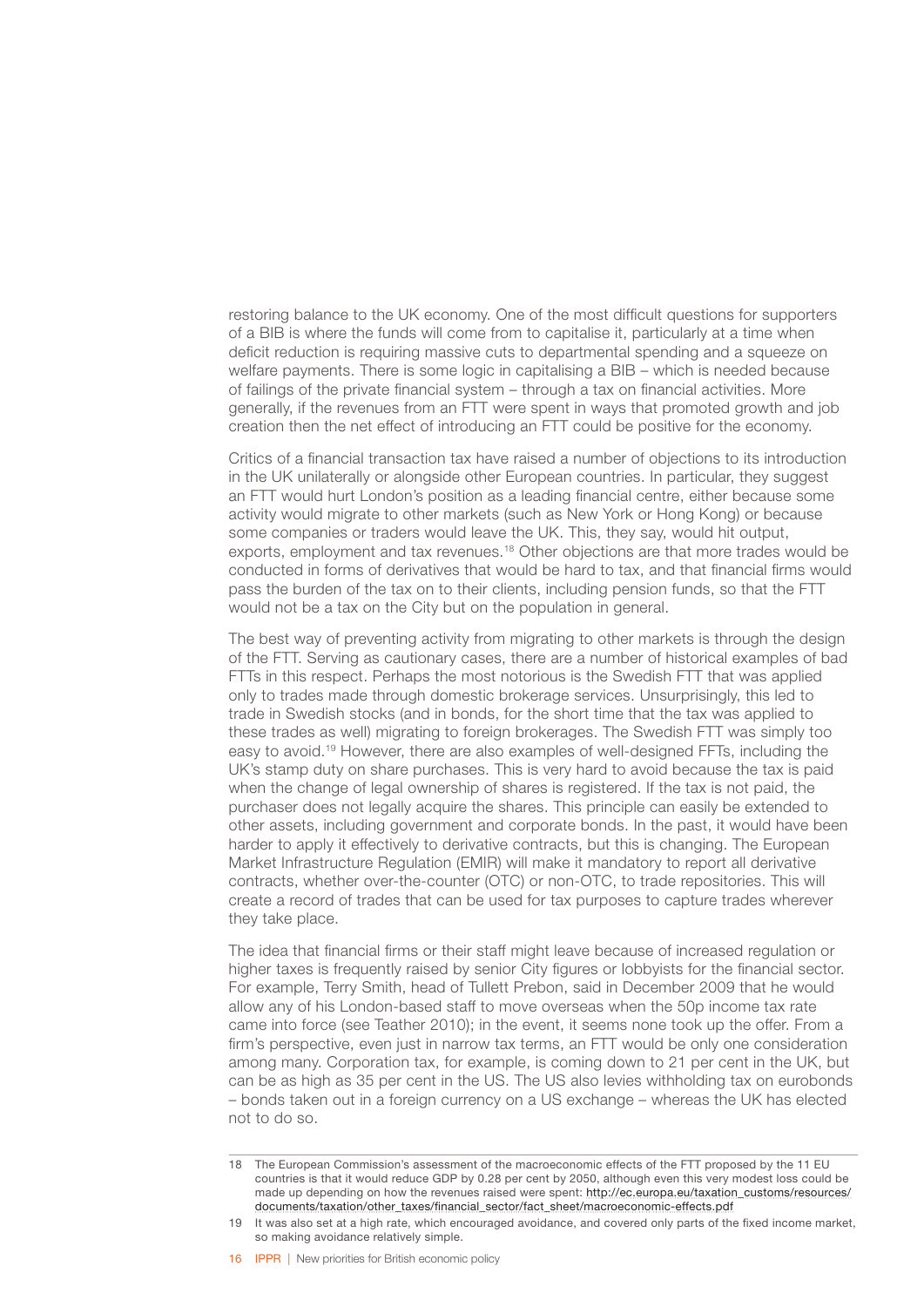restoring balance to the UK economy. One of the most difficult questions for supporters of a BIB is where the funds will come from to capitalise it, particularly at a time when deficit reduction is requiring massive cuts to departmental spending and a squeeze on welfare payments. There is some logic in capitalising a BIB – which is needed because of failings of the private financial system – through a tax on financial activities. More generally, if the revenues from an FTT were spent in ways that promoted growth and job creation then the net effect of introducing an FTT could be positive for the economy.

Critics of a financial transaction tax have raised a number of objections to its introduction in the UK unilaterally or alongside other European countries. In particular, they suggest an FTT would hurt London's position as a leading financial centre, either because some activity would migrate to other markets (such as New York or Hong Kong) or because some companies or traders would leave the UK. This, they say, would hit output, exports, employment and tax revenues.[18] Other objections are that more trades would be conducted in forms of derivatives that would be hard to tax, and that financial firms would pass the burden of the tax on to their clients, including pension funds, so that the FTT would not be a tax on the City but on the population in general.

The best way of preventing activity from migrating to other markets is through the design of the FTT. Serving as cautionary cases, there are a number of historical examples of bad FTTs in this respect. Perhaps the most notorious is the Swedish FTT that was applied only to trades made through domestic brokerage services. Unsurprisingly, this led to trade in Swedish stocks (and in bonds, for the short time that the tax was applied to these trades as well) migrating to foreign brokerages. The Swedish FTT was simply too easy to avoid.[19] However, there are also examples of well-designed FFTs, including the UK's stamp duty on share purchases. This is very hard to avoid because the tax is paid when the change of legal ownership of shares is registered. If the tax is not paid, the purchaser does not legally acquire the shares. This principle can easily be extended to other assets, including government and corporate bonds. In the past, it would have been harder to apply it effectively to derivative contracts, but this is changing. The European Market Infrastructure Regulation (EMIR) will make it mandatory to report all derivative contracts, whether over-the-counter (OTC) or non-OTC, to trade repositories. This will create a record of trades that can be used for tax purposes to capture trades wherever they take place.

The idea that financial firms or their staff might leave because of increased regulation or higher taxes is frequently raised by senior City figures or lobbyists for the financial sector. For example, Terry Smith, head of Tullett Prebon, said in December 2009 that he would allow any of his London-based staff to move overseas when the 50p income tax rate came into force (see Teather 2010); in the event, it seems none took up the offer. From a firm's perspective, even just in narrow tax terms, an FTT would be only one consideration among many. Corporation tax, for example, is coming down to 21 per cent in the UK, but can be as high as 35 per cent in the US. The US also levies withholding tax on eurobonds – bonds taken out in a foreign currency on a US exchange – whereas the UK has elected not to do so.

---

18 The European Commission's assessment of the macroeconomic effects of the FTT proposed by the 11 EU countries is that it would reduce GDP by 0.28 per cent by 2050, although even this very modest loss could be made up depending on how the revenues raised were spent: http://ec.europa.eu/taxation_customs/resources/documents/taxation/other_taxes/financial_sector/fact_sheet/macroeconomic-effects.pdf

19 It was also set at a high rate, which encouraged avoidance, and covered only parts of the fixed income market, so making avoidance relatively simple.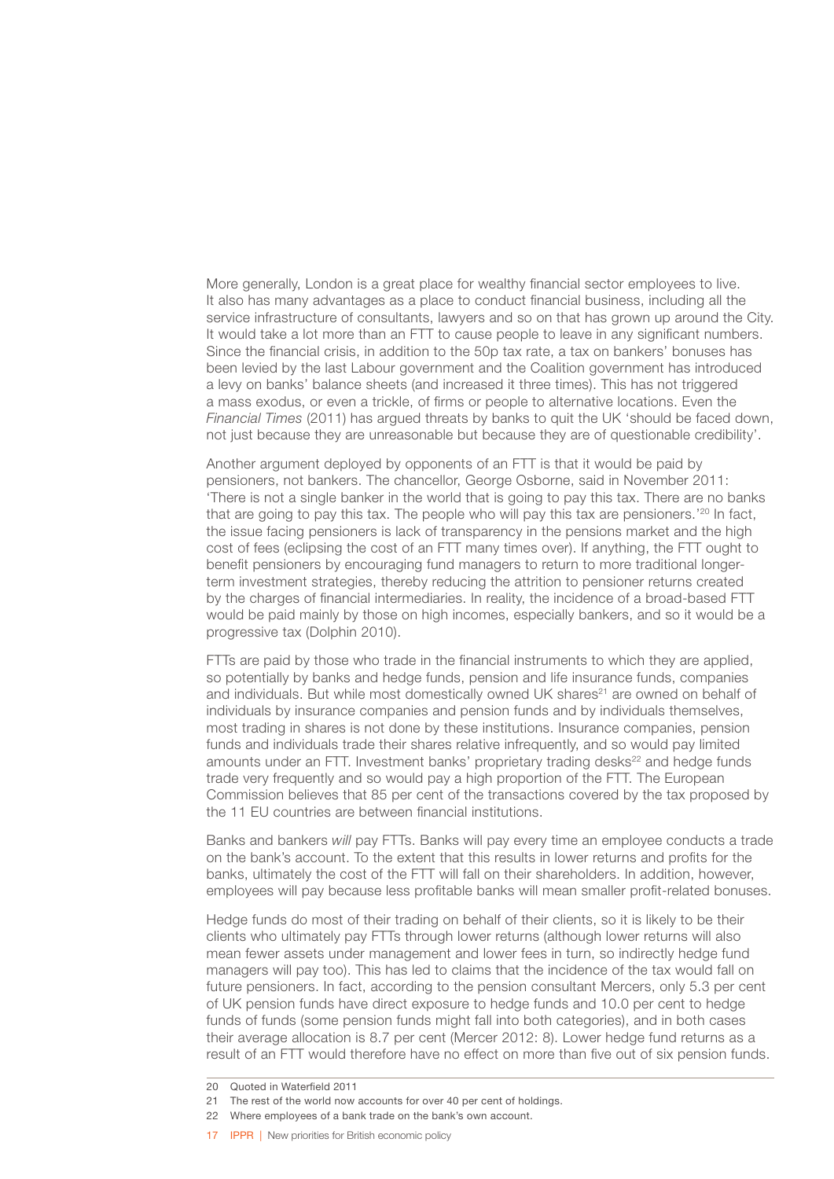More generally, London is a great place for wealthy financial sector employees to live. It also has many advantages as a place to conduct financial business, including all the service infrastructure of consultants, lawyers and so on that has grown up around the City. It would take a lot more than an FTT to cause people to leave in any significant numbers. Since the financial crisis, in addition to the 50p tax rate, a tax on bankers' bonuses has been levied by the last Labour government and the Coalition government has introduced a levy on banks' balance sheets (and increased it three times). This has not triggered a mass exodus, or even a trickle, of firms or people to alternative locations. Even the *Financial Times* (2011) has argued threats by banks to quit the UK 'should be faced down, not just because they are unreasonable but because they are of questionable credibility'.

Another argument deployed by opponents of an FTT is that it would be paid by pensioners, not bankers. The chancellor, George Osborne, said in November 2011: 'There is not a single banker in the world that is going to pay this tax. There are no banks that are going to pay this tax. The people who will pay this tax are pensioners.'[20] In fact, the issue facing pensioners is lack of transparency in the pensions market and the high cost of fees (eclipsing the cost of an FTT many times over). If anything, the FTT ought to benefit pensioners by encouraging fund managers to return to more traditional longer-term investment strategies, thereby reducing the attrition to pensioner returns created by the charges of financial intermediaries. In reality, the incidence of a broad-based FTT would be paid mainly by those on high incomes, especially bankers, and so it would be a progressive tax (Dolphin 2010).

FTTs are paid by those who trade in the financial instruments to which they are applied, so potentially by banks and hedge funds, pension and life insurance funds, companies and individuals. But while most domestically owned UK shares[21] are owned on behalf of individuals by insurance companies and pension funds and by individuals themselves, most trading in shares is not done by these institutions. Insurance companies, pension funds and individuals trade their shares relative infrequently, and so would pay limited amounts under an FTT. Investment banks' proprietary trading desks[22] and hedge funds trade very frequently and so would pay a high proportion of the FTT. The European Commission believes that 85 per cent of the transactions covered by the tax proposed by the 11 EU countries are between financial institutions.

Banks and bankers *will* pay FTTs. Banks will pay every time an employee conducts a trade on the bank's account. To the extent that this results in lower returns and profits for the banks, ultimately the cost of the FTT will fall on their shareholders. In addition, however, employees will pay because less profitable banks will mean smaller profit-related bonuses.

Hedge funds do most of their trading on behalf of their clients, so it is likely to be their clients who ultimately pay FTTs through lower returns (although lower returns will also mean fewer assets under management and lower fees in turn, so indirectly hedge fund managers will pay too). This has led to claims that the incidence of the tax would fall on future pensioners. In fact, according to the pension consultant Mercers, only 5.3 per cent of UK pension funds have direct exposure to hedge funds and 10.0 per cent to hedge funds of funds (some pension funds might fall into both categories), and in both cases their average allocation is 8.7 per cent (Mercer 2012: 8). Lower hedge fund returns as a result of an FTT would therefore have no effect on more than five out of six pension funds.

20 Quoted in Waterfield 2011

21 The rest of the world now accounts for over 40 per cent of holdings.

22 Where employees of a bank trade on the bank's own account.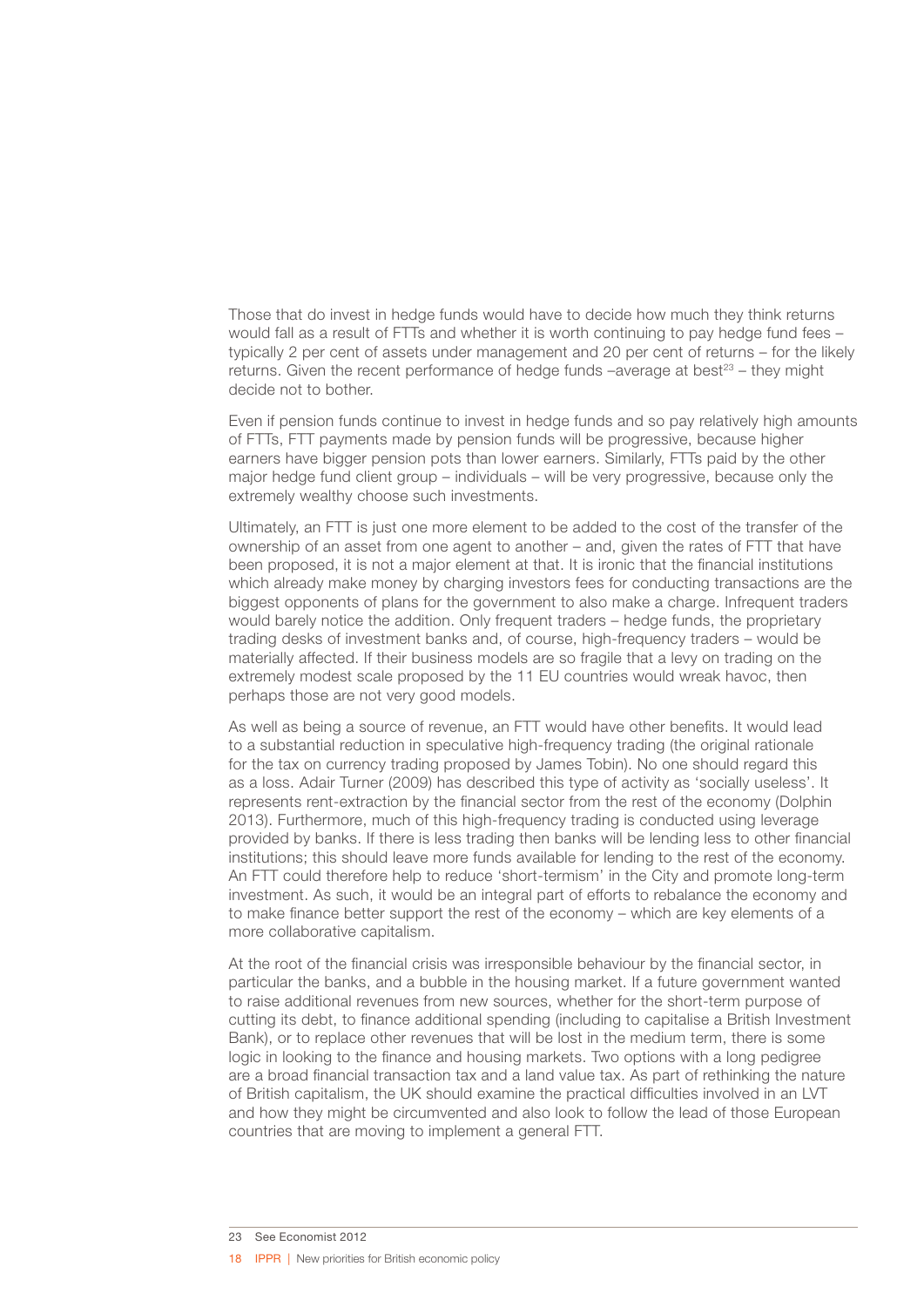Those that do invest in hedge funds would have to decide how much they think returns would fall as a result of FTTs and whether it is worth continuing to pay hedge fund fees – typically 2 per cent of assets under management and 20 per cent of returns – for the likely returns. Given the recent performance of hedge funds –average at best[23] – they might decide not to bother.

Even if pension funds continue to invest in hedge funds and so pay relatively high amounts of FTTs, FTT payments made by pension funds will be progressive, because higher earners have bigger pension pots than lower earners. Similarly, FTTs paid by the other major hedge fund client group – individuals – will be very progressive, because only the extremely wealthy choose such investments.

Ultimately, an FTT is just one more element to be added to the cost of the transfer of the ownership of an asset from one agent to another – and, given the rates of FTT that have been proposed, it is not a major element at that. It is ironic that the financial institutions which already make money by charging investors fees for conducting transactions are the biggest opponents of plans for the government to also make a charge. Infrequent traders would barely notice the addition. Only frequent traders – hedge funds, the proprietary trading desks of investment banks and, of course, high-frequency traders – would be materially affected. If their business models are so fragile that a levy on trading on the extremely modest scale proposed by the 11 EU countries would wreak havoc, then perhaps those are not very good models.

As well as being a source of revenue, an FTT would have other benefits. It would lead to a substantial reduction in speculative high-frequency trading (the original rationale for the tax on currency trading proposed by James Tobin). No one should regard this as a loss. Adair Turner (2009) has described this type of activity as 'socially useless'. It represents rent-extraction by the financial sector from the rest of the economy (Dolphin 2013). Furthermore, much of this high-frequency trading is conducted using leverage provided by banks. If there is less trading then banks will be lending less to other financial institutions; this should leave more funds available for lending to the rest of the economy. An FTT could therefore help to reduce 'short-termism' in the City and promote long-term investment. As such, it would be an integral part of efforts to rebalance the economy and to make finance better support the rest of the economy – which are key elements of a more collaborative capitalism.

At the root of the financial crisis was irresponsible behaviour by the financial sector, in particular the banks, and a bubble in the housing market. If a future government wanted to raise additional revenues from new sources, whether for the short-term purpose of cutting its debt, to finance additional spending (including to capitalise a British Investment Bank), or to replace other revenues that will be lost in the medium term, there is some logic in looking to the finance and housing markets. Two options with a long pedigree are a broad financial transaction tax and a land value tax. As part of rethinking the nature of British capitalism, the UK should examine the practical difficulties involved in an LVT and how they might be circumvented and also look to follow the lead of those European countries that are moving to implement a general FTT.

23 See Economist 2012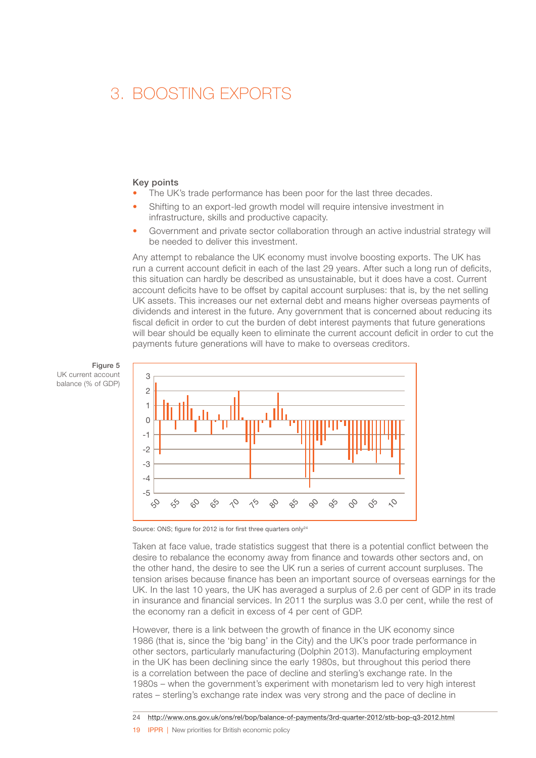# 3. BOOSTING EXPORTS

**Key points**

- The UK's trade performance has been poor for the last three decades.
- Shifting to an export-led growth model will require intensive investment in infrastructure, skills and productive capacity.
- Government and private sector collaboration through an active industrial strategy will be needed to deliver this investment.

Any attempt to rebalance the UK economy must involve boosting exports. The UK has run a current account deficit in each of the last 29 years. After such a long run of deficits, this situation can hardly be described as unsustainable, but it does have a cost. Current account deficits have to be offset by capital account surpluses: that is, by the net selling UK assets. This increases our net external debt and means higher overseas payments of dividends and interest in the future. Any government that is concerned about reducing its fiscal deficit in order to cut the burden of debt interest payments that future generations will bear should be equally keen to eliminate the current account deficit in order to cut the payments future generations will have to make to overseas creditors.

**Figure 5**
UK current account balance (% of GDP)

Source: ONS; figure for 2012 is for first three quarters only[24]

Taken at face value, trade statistics suggest that there is a potential conflict between the desire to rebalance the economy away from finance and towards other sectors and, on the other hand, the desire to see the UK run a series of current account surpluses. The tension arises because finance has been an important source of overseas earnings for the UK. In the last 10 years, the UK has averaged a surplus of 2.6 per cent of GDP in its trade in insurance and financial services. In 2011 the surplus was 3.0 per cent, while the rest of the economy ran a deficit in excess of 4 per cent of GDP.

However, there is a link between the growth of finance in the UK economy since 1986 (that is, since the 'big bang' in the City) and the UK's poor trade performance in other sectors, particularly manufacturing (Dolphin 2013). Manufacturing employment in the UK has been declining since the early 1980s, but throughout this period there is a correlation between the pace of decline and sterling's exchange rate. In the 1980s – when the government's experiment with monetarism led to very high interest rates – sterling's exchange rate index was very strong and the pace of decline in

24 http://www.ons.gov.uk/ons/rel/bop/balance-of-payments/3rd-quarter-2012/stb-bop-q3-2012.html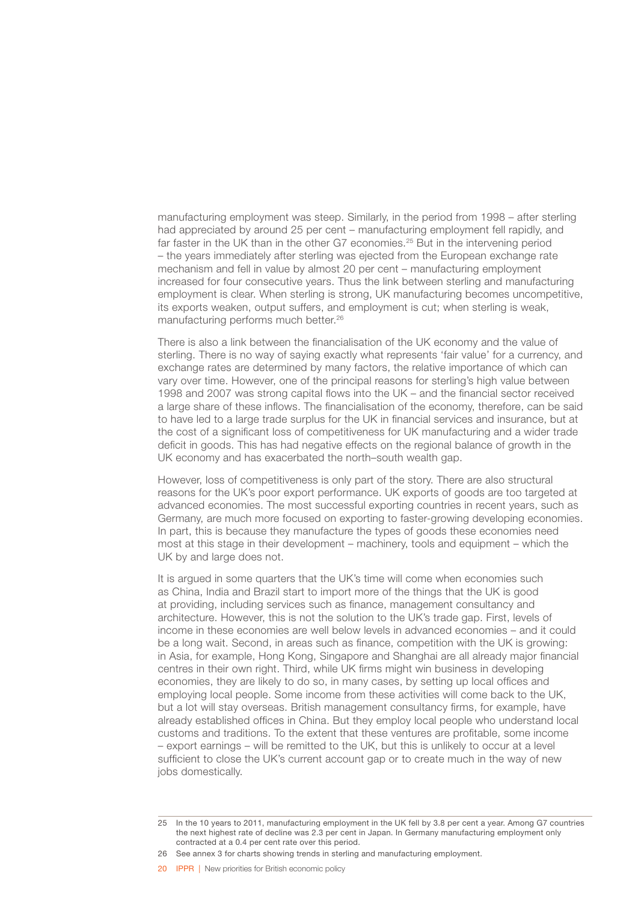manufacturing employment was steep. Similarly, in the period from 1998 – after sterling had appreciated by around 25 per cent – manufacturing employment fell rapidly, and far faster in the UK than in the other G7 economies.[25] But in the intervening period – the years immediately after sterling was ejected from the European exchange rate mechanism and fell in value by almost 20 per cent – manufacturing employment increased for four consecutive years. Thus the link between sterling and manufacturing employment is clear. When sterling is strong, UK manufacturing becomes uncompetitive, its exports weaken, output suffers, and employment is cut; when sterling is weak, manufacturing performs much better.[26]

There is also a link between the financialisation of the UK economy and the value of sterling. There is no way of saying exactly what represents 'fair value' for a currency, and exchange rates are determined by many factors, the relative importance of which can vary over time. However, one of the principal reasons for sterling's high value between 1998 and 2007 was strong capital flows into the UK – and the financial sector received a large share of these inflows. The financialisation of the economy, therefore, can be said to have led to a large trade surplus for the UK in financial services and insurance, but at the cost of a significant loss of competitiveness for UK manufacturing and a wider trade deficit in goods. This has had negative effects on the regional balance of growth in the UK economy and has exacerbated the north–south wealth gap.

However, loss of competitiveness is only part of the story. There are also structural reasons for the UK's poor export performance. UK exports of goods are too targeted at advanced economies. The most successful exporting countries in recent years, such as Germany, are much more focused on exporting to faster-growing developing economies. In part, this is because they manufacture the types of goods these economies need most at this stage in their development – machinery, tools and equipment – which the UK by and large does not.

It is argued in some quarters that the UK's time will come when economies such as China, India and Brazil start to import more of the things that the UK is good at providing, including services such as finance, management consultancy and architecture. However, this is not the solution to the UK's trade gap. First, levels of income in these economies are well below levels in advanced economies – and it could be a long wait. Second, in areas such as finance, competition with the UK is growing: in Asia, for example, Hong Kong, Singapore and Shanghai are all already major financial centres in their own right. Third, while UK firms might win business in developing economies, they are likely to do so, in many cases, by setting up local offices and employing local people. Some income from these activities will come back to the UK, but a lot will stay overseas. British management consultancy firms, for example, have already established offices in China. But they employ local people who understand local customs and traditions. To the extent that these ventures are profitable, some income – export earnings – will be remitted to the UK, but this is unlikely to occur at a level sufficient to close the UK's current account gap or to create much in the way of new jobs domestically.

---

25 In the 10 years to 2011, manufacturing employment in the UK fell by 3.8 per cent a year. Among G7 countries the next highest rate of decline was 2.3 per cent in Japan. In Germany manufacturing employment only contracted at a 0.4 per cent rate over this period.

26 See annex 3 for charts showing trends in sterling and manufacturing employment.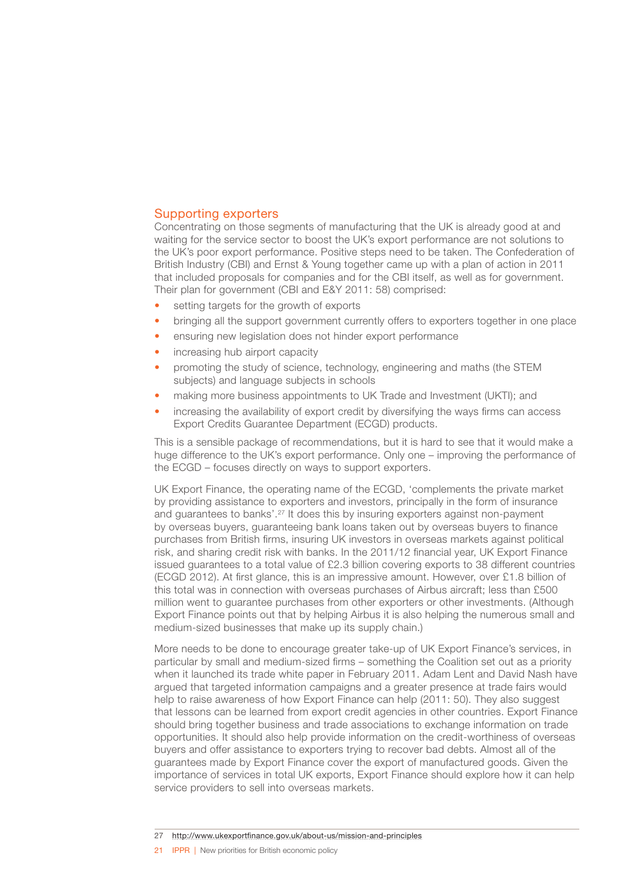## Supporting exporters

Concentrating on those segments of manufacturing that the UK is already good at and waiting for the service sector to boost the UK's export performance are not solutions to the UK's poor export performance. Positive steps need to be taken. The Confederation of British Industry (CBI) and Ernst & Young together came up with a plan of action in 2011 that included proposals for companies and for the CBI itself, as well as for government. Their plan for government (CBI and E&Y 2011: 58) comprised:

- setting targets for the growth of exports
- bringing all the support government currently offers to exporters together in one place
- ensuring new legislation does not hinder export performance
- increasing hub airport capacity
- promoting the study of science, technology, engineering and maths (the STEM subjects) and language subjects in schools
- making more business appointments to UK Trade and Investment (UKTI); and
- increasing the availability of export credit by diversifying the ways firms can access Export Credits Guarantee Department (ECGD) products.

This is a sensible package of recommendations, but it is hard to see that it would make a huge difference to the UK's export performance. Only one – improving the performance of the ECGD – focuses directly on ways to support exporters.

UK Export Finance, the operating name of the ECGD, 'complements the private market by providing assistance to exporters and investors, principally in the form of insurance and guarantees to banks'.[27] It does this by insuring exporters against non-payment by overseas buyers, guaranteeing bank loans taken out by overseas buyers to finance purchases from British firms, insuring UK investors in overseas markets against political risk, and sharing credit risk with banks. In the 2011/12 financial year, UK Export Finance issued guarantees to a total value of £2.3 billion covering exports to 38 different countries (ECGD 2012). At first glance, this is an impressive amount. However, over £1.8 billion of this total was in connection with overseas purchases of Airbus aircraft; less than £500 million went to guarantee purchases from other exporters or other investments. (Although Export Finance points out that by helping Airbus it is also helping the numerous small and medium-sized businesses that make up its supply chain.)

More needs to be done to encourage greater take-up of UK Export Finance's services, in particular by small and medium-sized firms – something the Coalition set out as a priority when it launched its trade white paper in February 2011. Adam Lent and David Nash have argued that targeted information campaigns and a greater presence at trade fairs would help to raise awareness of how Export Finance can help (2011: 50). They also suggest that lessons can be learned from export credit agencies in other countries. Export Finance should bring together business and trade associations to exchange information on trade opportunities. It should also help provide information on the credit-worthiness of overseas buyers and offer assistance to exporters trying to recover bad debts. Almost all of the guarantees made by Export Finance cover the export of manufactured goods. Given the importance of services in total UK exports, Export Finance should explore how it can help service providers to sell into overseas markets.

27 http://www.ukexportfinance.gov.uk/about-us/mission-and-principles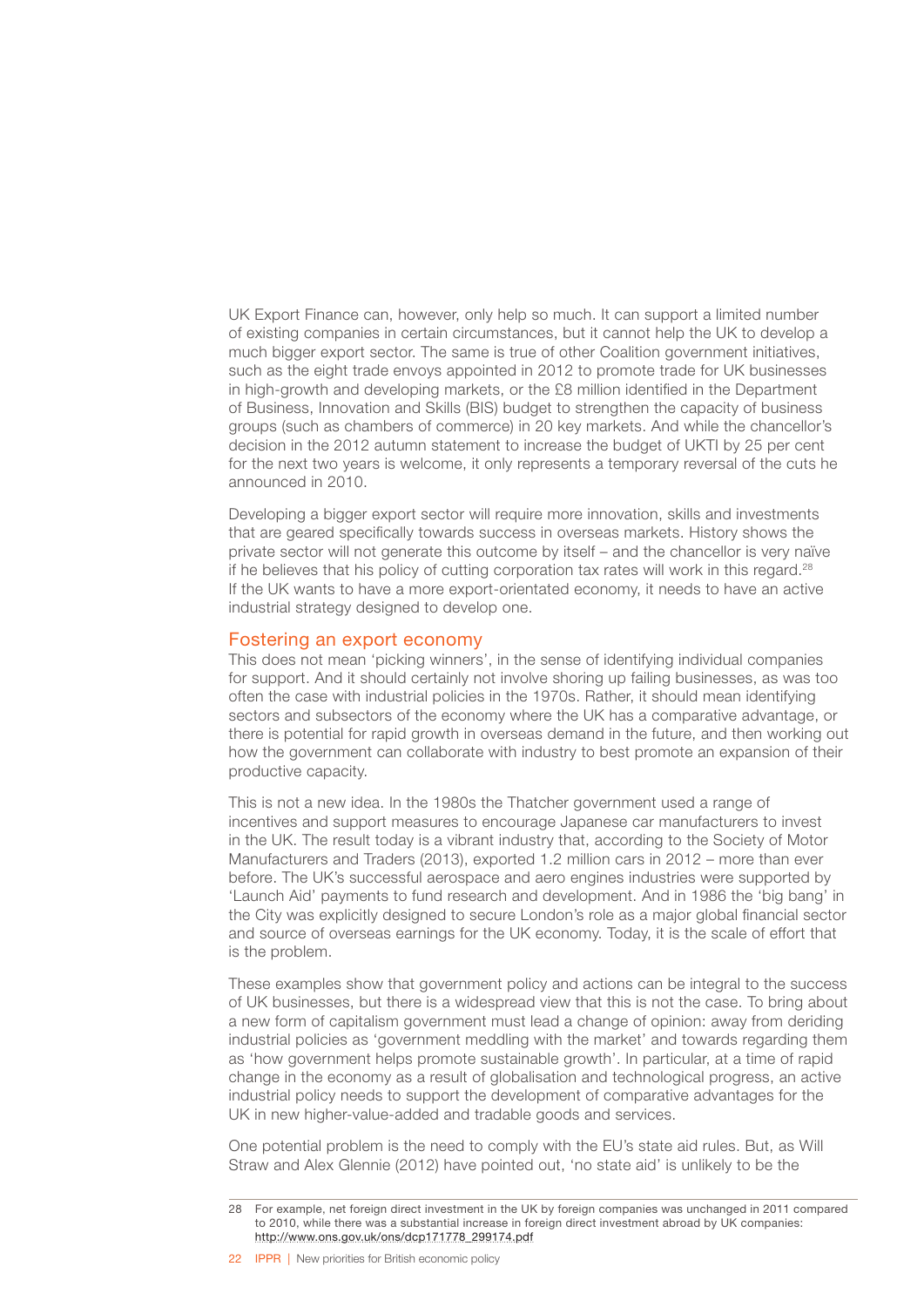UK Export Finance can, however, only help so much. It can support a limited number of existing companies in certain circumstances, but it cannot help the UK to develop a much bigger export sector. The same is true of other Coalition government initiatives, such as the eight trade envoys appointed in 2012 to promote trade for UK businesses in high-growth and developing markets, or the £8 million identified in the Department of Business, Innovation and Skills (BIS) budget to strengthen the capacity of business groups (such as chambers of commerce) in 20 key markets. And while the chancellor's decision in the 2012 autumn statement to increase the budget of UKTI by 25 per cent for the next two years is welcome, it only represents a temporary reversal of the cuts he announced in 2010.

Developing a bigger export sector will require more innovation, skills and investments that are geared specifically towards success in overseas markets. History shows the private sector will not generate this outcome by itself – and the chancellor is very naïve if he believes that his policy of cutting corporation tax rates will work in this regard.[28] If the UK wants to have a more export-orientated economy, it needs to have an active industrial strategy designed to develop one.

## Fostering an export economy

This does not mean 'picking winners', in the sense of identifying individual companies for support. And it should certainly not involve shoring up failing businesses, as was too often the case with industrial policies in the 1970s. Rather, it should mean identifying sectors and subsectors of the economy where the UK has a comparative advantage, or there is potential for rapid growth in overseas demand in the future, and then working out how the government can collaborate with industry to best promote an expansion of their productive capacity.

This is not a new idea. In the 1980s the Thatcher government used a range of incentives and support measures to encourage Japanese car manufacturers to invest in the UK. The result today is a vibrant industry that, according to the Society of Motor Manufacturers and Traders (2013), exported 1.2 million cars in 2012 – more than ever before. The UK's successful aerospace and aero engines industries were supported by 'Launch Aid' payments to fund research and development. And in 1986 the 'big bang' in the City was explicitly designed to secure London's role as a major global financial sector and source of overseas earnings for the UK economy. Today, it is the scale of effort that is the problem.

These examples show that government policy and actions can be integral to the success of UK businesses, but there is a widespread view that this is not the case. To bring about a new form of capitalism government must lead a change of opinion: away from deriding industrial policies as 'government meddling with the market' and towards regarding them as 'how government helps promote sustainable growth'. In particular, at a time of rapid change in the economy as a result of globalisation and technological progress, an active industrial policy needs to support the development of comparative advantages for the UK in new higher-value-added and tradable goods and services.

One potential problem is the need to comply with the EU's state aid rules. But, as Will Straw and Alex Glennie (2012) have pointed out, 'no state aid' is unlikely to be the

28 For example, net foreign direct investment in the UK by foreign companies was unchanged in 2011 compared to 2010, while there was a substantial increase in foreign direct investment abroad by UK companies: http://www.ons.gov.uk/ons/dcp171778_299174.pdf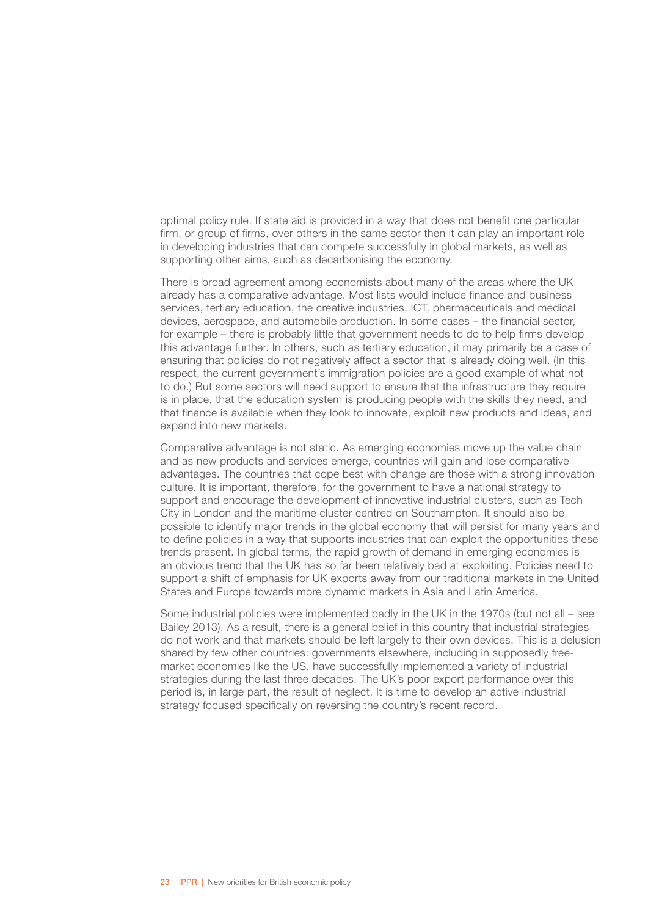optimal policy rule. If state aid is provided in a way that does not benefit one particular firm, or group of firms, over others in the same sector then it can play an important role in developing industries that can compete successfully in global markets, as well as supporting other aims, such as decarbonising the economy.

There is broad agreement among economists about many of the areas where the UK already has a comparative advantage. Most lists would include finance and business services, tertiary education, the creative industries, ICT, pharmaceuticals and medical devices, aerospace, and automobile production. In some cases – the financial sector, for example – there is probably little that government needs to do to help firms develop this advantage further. In others, such as tertiary education, it may primarily be a case of ensuring that policies do not negatively affect a sector that is already doing well. (In this respect, the current government's immigration policies are a good example of what not to do.) But some sectors will need support to ensure that the infrastructure they require is in place, that the education system is producing people with the skills they need, and that finance is available when they look to innovate, exploit new products and ideas, and expand into new markets.

Comparative advantage is not static. As emerging economies move up the value chain and as new products and services emerge, countries will gain and lose comparative advantages. The countries that cope best with change are those with a strong innovation culture. It is important, therefore, for the government to have a national strategy to support and encourage the development of innovative industrial clusters, such as Tech City in London and the maritime cluster centred on Southampton. It should also be possible to identify major trends in the global economy that will persist for many years and to define policies in a way that supports industries that can exploit the opportunities these trends present. In global terms, the rapid growth of demand in emerging economies is an obvious trend that the UK has so far been relatively bad at exploiting. Policies need to support a shift of emphasis for UK exports away from our traditional markets in the United States and Europe towards more dynamic markets in Asia and Latin America.

Some industrial policies were implemented badly in the UK in the 1970s (but not all – see Bailey 2013). As a result, there is a general belief in this country that industrial strategies do not work and that markets should be left largely to their own devices. This is a delusion shared by few other countries: governments elsewhere, including in supposedly free-market economies like the US, have successfully implemented a variety of industrial strategies during the last three decades. The UK's poor export performance over this period is, in large part, the result of neglect. It is time to develop an active industrial strategy focused specifically on reversing the country's recent record.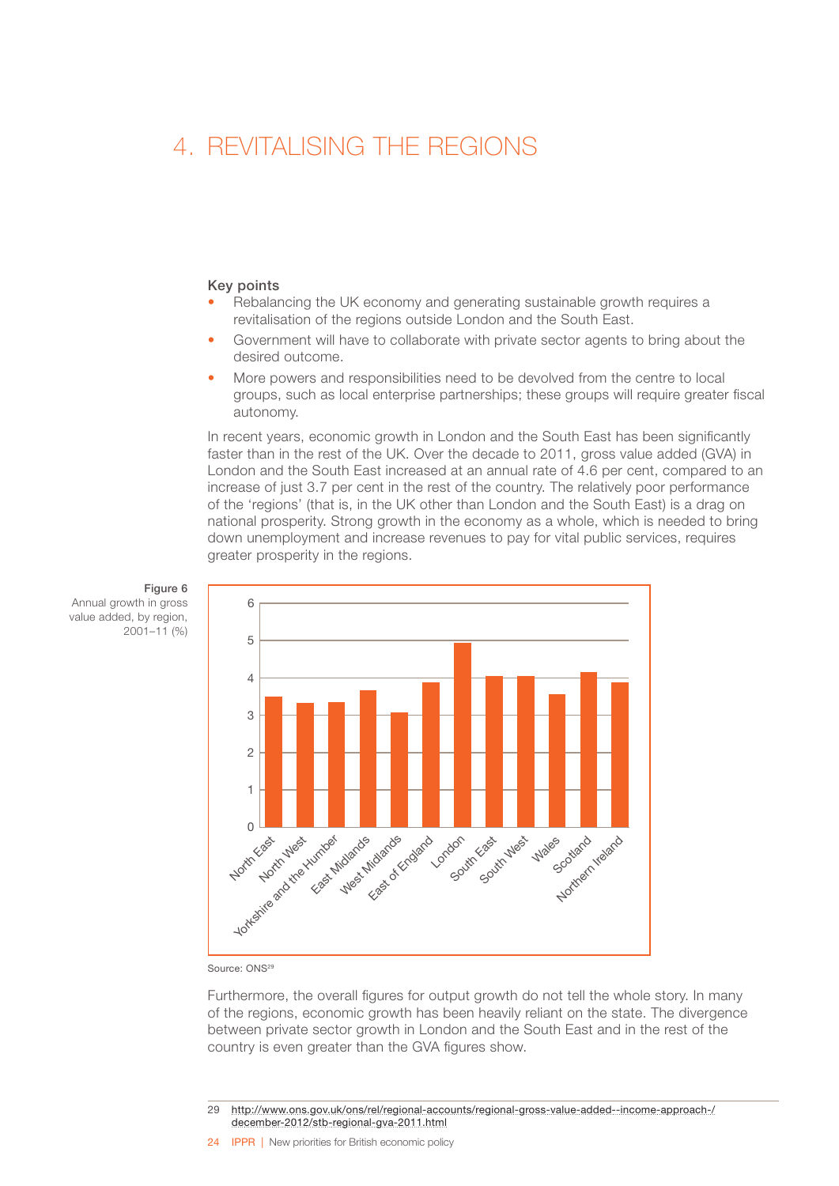# 4. REVITALISING THE REGIONS

**Key points**

- Rebalancing the UK economy and generating sustainable growth requires a revitalisation of the regions outside London and the South East.
- Government will have to collaborate with private sector agents to bring about the desired outcome.
- More powers and responsibilities need to be devolved from the centre to local groups, such as local enterprise partnerships; these groups will require greater fiscal autonomy.

In recent years, economic growth in London and the South East has been significantly faster than in the rest of the UK. Over the decade to 2011, gross value added (GVA) in London and the South East increased at an annual rate of 4.6 per cent, compared to an increase of just 3.7 per cent in the rest of the country. The relatively poor performance of the 'regions' (that is, in the UK other than London and the South East) is a drag on national prosperity. Strong growth in the economy as a whole, which is needed to bring down unemployment and increase revenues to pay for vital public services, requires greater prosperity in the regions.

**Figure 6**
Annual growth in gross value added, by region, 2001–11 (%)

Source: ONS[29]

Furthermore, the overall figures for output growth do not tell the whole story. In many of the regions, economic growth has been heavily reliant on the state. The divergence between private sector growth in London and the South East and in the rest of the country is even greater than the GVA figures show.

29 http://www.ons.gov.uk/ons/rel/regional-accounts/regional-gross-value-added--income-approach-/december-2012/stb-regional-gva-2011.html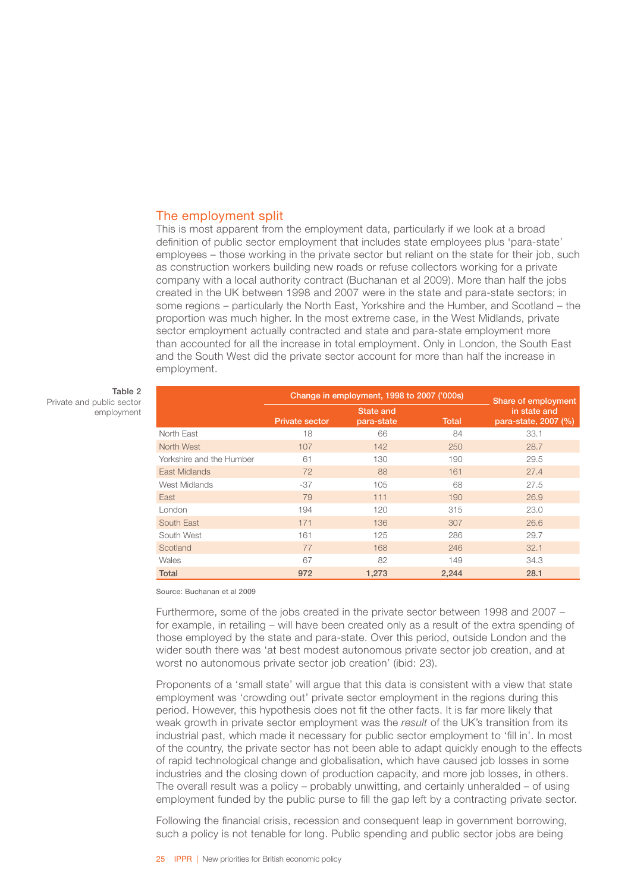## The employment split

This is most apparent from the employment data, particularly if we look at a broad definition of public sector employment that includes state employees plus 'para-state' employees – those working in the private sector but reliant on the state for their job, such as construction workers building new roads or refuse collectors working for a private company with a local authority contract (Buchanan et al 2009). More than half the jobs created in the UK between 1998 and 2007 were in the state and para-state sectors; in some regions – particularly the North East, Yorkshire and the Humber, and Scotland – the proportion was much higher. In the most extreme case, in the West Midlands, private sector employment actually contracted and state and para-state employment more than accounted for all the increase in total employment. Only in London, the South East and the South West did the private sector account for more than half the increase in employment.

Table 2
Private and public sector employment

| | Change in employment, 1998 to 2007 ('000s) | | | Share of employment in state and para-state, 2007 (%) |
|---|---|---|---|---|
| | Private sector | State and para-state | Total | |
| North East | 18 | 66 | 84 | 33.1 |
| North West | 107 | 142 | 250 | 28.7 |
| Yorkshire and the Humber | 61 | 130 | 190 | 29.5 |
| East Midlands | 72 | 88 | 161 | 27.4 |
| West Midlands | -37 | 105 | 68 | 27.5 |
| East | 79 | 111 | 190 | 26.9 |
| London | 194 | 120 | 315 | 23.0 |
| South East | 171 | 136 | 307 | 26.6 |
| South West | 161 | 125 | 286 | 29.7 |
| Scotland | 77 | 168 | 246 | 32.1 |
| Wales | 67 | 82 | 149 | 34.3 |
| **Total** | **972** | **1,273** | **2,244** | **28.1** |

Source: Buchanan et al 2009

Furthermore, some of the jobs created in the private sector between 1998 and 2007 – for example, in retailing – will have been created only as a result of the extra spending of those employed by the state and para-state. Over this period, outside London and the wider south there was 'at best modest autonomous private sector job creation, and at worst no autonomous private sector job creation' (ibid: 23).

Proponents of a 'small state' will argue that this data is consistent with a view that state employment was 'crowding out' private sector employment in the regions during this period. However, this hypothesis does not fit the other facts. It is far more likely that weak growth in private sector employment was the *result* of the UK's transition from its industrial past, which made it necessary for public sector employment to 'fill in'. In most of the country, the private sector has not been able to adapt quickly enough to the effects of rapid technological change and globalisation, which have caused job losses in some industries and the closing down of production capacity, and more job losses, in others. The overall result was a policy – probably unwitting, and certainly unheralded – of using employment funded by the public purse to fill the gap left by a contracting private sector.

Following the financial crisis, recession and consequent leap in government borrowing, such a policy is not tenable for long. Public spending and public sector jobs are being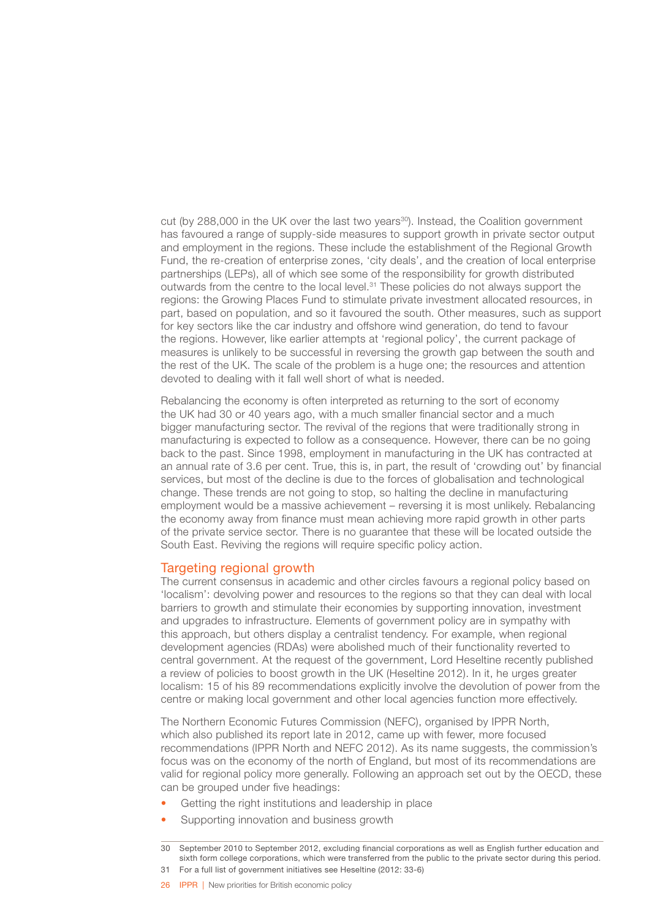cut (by 288,000 in the UK over the last two years[30]). Instead, the Coalition government has favoured a range of supply-side measures to support growth in private sector output and employment in the regions. These include the establishment of the Regional Growth Fund, the re-creation of enterprise zones, 'city deals', and the creation of local enterprise partnerships (LEPs), all of which see some of the responsibility for growth distributed outwards from the centre to the local level.[31] These policies do not always support the regions: the Growing Places Fund to stimulate private investment allocated resources, in part, based on population, and so it favoured the south. Other measures, such as support for key sectors like the car industry and offshore wind generation, do tend to favour the regions. However, like earlier attempts at 'regional policy', the current package of measures is unlikely to be successful in reversing the growth gap between the south and the rest of the UK. The scale of the problem is a huge one; the resources and attention devoted to dealing with it fall well short of what is needed.

Rebalancing the economy is often interpreted as returning to the sort of economy the UK had 30 or 40 years ago, with a much smaller financial sector and a much bigger manufacturing sector. The revival of the regions that were traditionally strong in manufacturing is expected to follow as a consequence. However, there can be no going back to the past. Since 1998, employment in manufacturing in the UK has contracted at an annual rate of 3.6 per cent. True, this is, in part, the result of 'crowding out' by financial services, but most of the decline is due to the forces of globalisation and technological change. These trends are not going to stop, so halting the decline in manufacturing employment would be a massive achievement – reversing it is most unlikely. Rebalancing the economy away from finance must mean achieving more rapid growth in other parts of the private service sector. There is no guarantee that these will be located outside the South East. Reviving the regions will require specific policy action.

## Targeting regional growth

The current consensus in academic and other circles favours a regional policy based on 'localism': devolving power and resources to the regions so that they can deal with local barriers to growth and stimulate their economies by supporting innovation, investment and upgrades to infrastructure. Elements of government policy are in sympathy with this approach, but others display a centralist tendency. For example, when regional development agencies (RDAs) were abolished much of their functionality reverted to central government. At the request of the government, Lord Heseltine recently published a review of policies to boost growth in the UK (Heseltine 2012). In it, he urges greater localism: 15 of his 89 recommendations explicitly involve the devolution of power from the centre or making local government and other local agencies function more effectively.

The Northern Economic Futures Commission (NEFC), organised by IPPR North, which also published its report late in 2012, came up with fewer, more focused recommendations (IPPR North and NEFC 2012). As its name suggests, the commission's focus was on the economy of the north of England, but most of its recommendations are valid for regional policy more generally. Following an approach set out by the OECD, these can be grouped under five headings:

- Getting the right institutions and leadership in place
- Supporting innovation and business growth

30 September 2010 to September 2012, excluding financial corporations as well as English further education and sixth form college corporations, which were transferred from the public to the private sector during this period.

31 For a full list of government initiatives see Heseltine (2012: 33-6)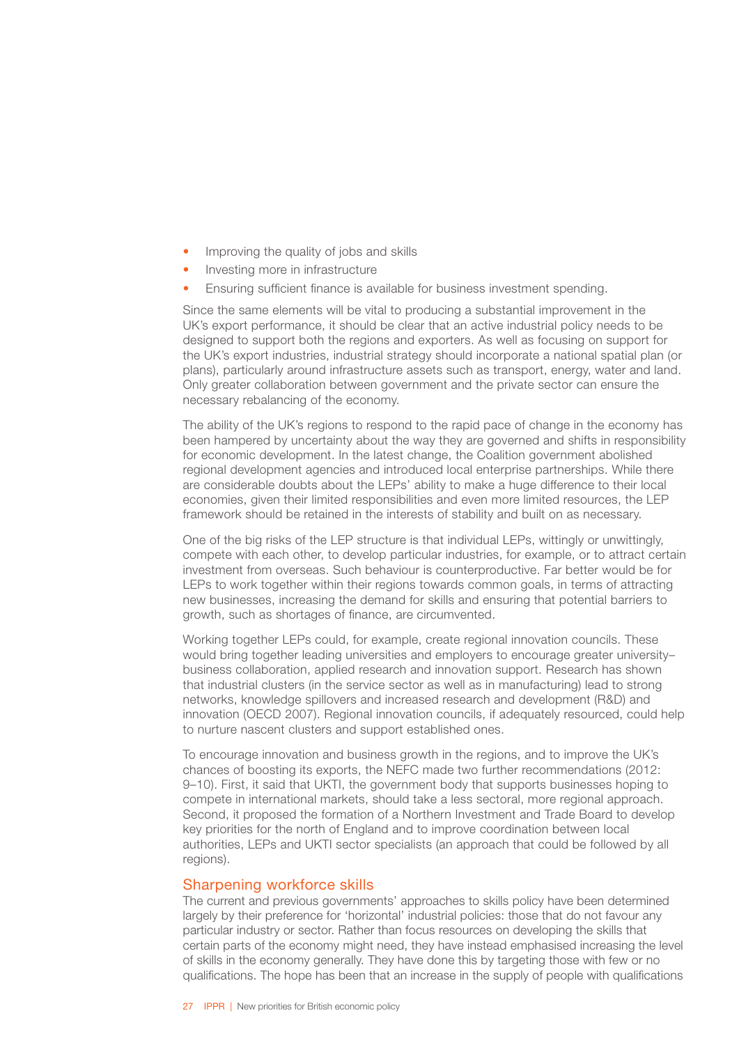- Improving the quality of jobs and skills
- Investing more in infrastructure
- Ensuring sufficient finance is available for business investment spending.

Since the same elements will be vital to producing a substantial improvement in the UK's export performance, it should be clear that an active industrial policy needs to be designed to support both the regions and exporters. As well as focusing on support for the UK's export industries, industrial strategy should incorporate a national spatial plan (or plans), particularly around infrastructure assets such as transport, energy, water and land. Only greater collaboration between government and the private sector can ensure the necessary rebalancing of the economy.

The ability of the UK's regions to respond to the rapid pace of change in the economy has been hampered by uncertainty about the way they are governed and shifts in responsibility for economic development. In the latest change, the Coalition government abolished regional development agencies and introduced local enterprise partnerships. While there are considerable doubts about the LEPs' ability to make a huge difference to their local economies, given their limited responsibilities and even more limited resources, the LEP framework should be retained in the interests of stability and built on as necessary.

One of the big risks of the LEP structure is that individual LEPs, wittingly or unwittingly, compete with each other, to develop particular industries, for example, or to attract certain investment from overseas. Such behaviour is counterproductive. Far better would be for LEPs to work together within their regions towards common goals, in terms of attracting new businesses, increasing the demand for skills and ensuring that potential barriers to growth, such as shortages of finance, are circumvented.

Working together LEPs could, for example, create regional innovation councils. These would bring together leading universities and employers to encourage greater university–business collaboration, applied research and innovation support. Research has shown that industrial clusters (in the service sector as well as in manufacturing) lead to strong networks, knowledge spillovers and increased research and development (R&D) and innovation (OECD 2007). Regional innovation councils, if adequately resourced, could help to nurture nascent clusters and support established ones.

To encourage innovation and business growth in the regions, and to improve the UK's chances of boosting its exports, the NEFC made two further recommendations (2012: 9–10). First, it said that UKTI, the government body that supports businesses hoping to compete in international markets, should take a less sectoral, more regional approach. Second, it proposed the formation of a Northern Investment and Trade Board to develop key priorities for the north of England and to improve coordination between local authorities, LEPs and UKTI sector specialists (an approach that could be followed by all regions).

### Sharpening workforce skills

The current and previous governments' approaches to skills policy have been determined largely by their preference for 'horizontal' industrial policies: those that do not favour any particular industry or sector. Rather than focus resources on developing the skills that certain parts of the economy might need, they have instead emphasised increasing the level of skills in the economy generally. They have done this by targeting those with few or no qualifications. The hope has been that an increase in the supply of people with qualifications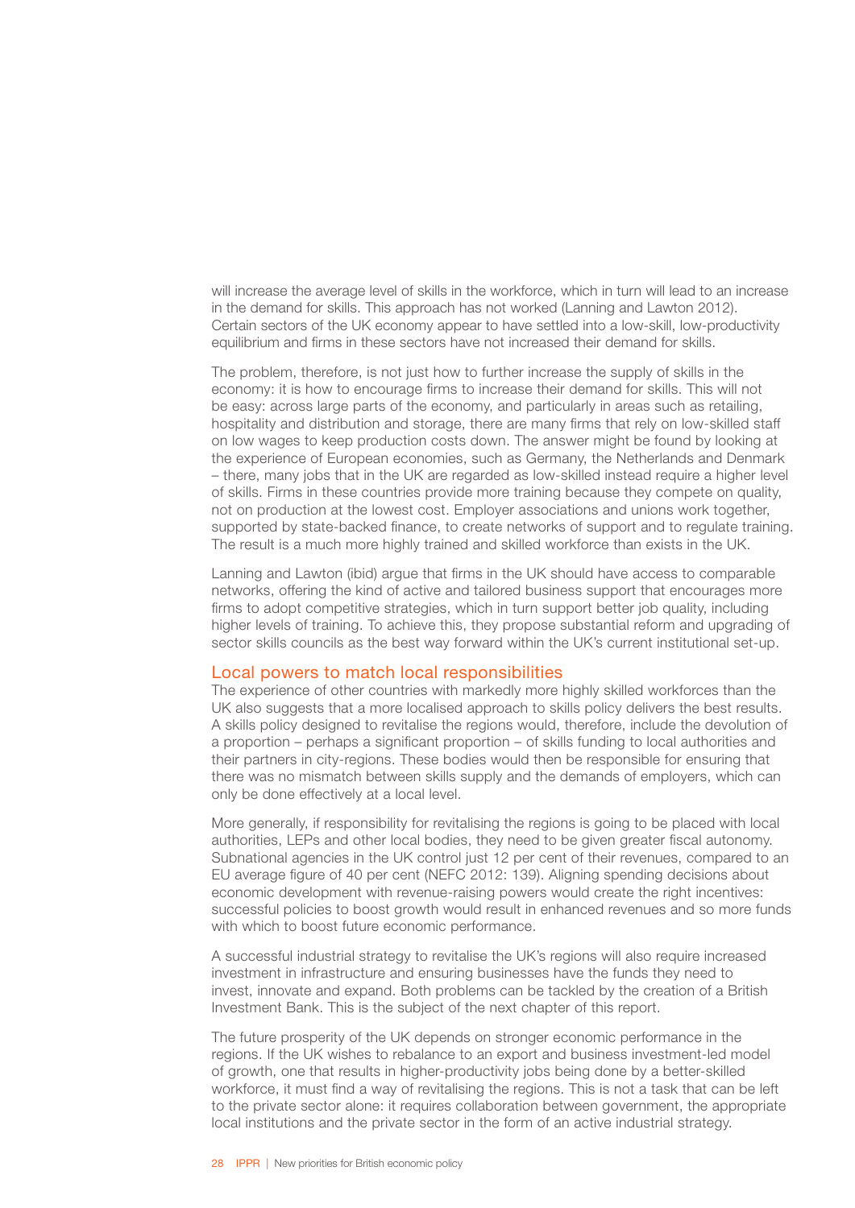will increase the average level of skills in the workforce, which in turn will lead to an increase in the demand for skills. This approach has not worked (Lanning and Lawton 2012). Certain sectors of the UK economy appear to have settled into a low-skill, low-productivity equilibrium and firms in these sectors have not increased their demand for skills.

The problem, therefore, is not just how to further increase the supply of skills in the economy: it is how to encourage firms to increase their demand for skills. This will not be easy: across large parts of the economy, and particularly in areas such as retailing, hospitality and distribution and storage, there are many firms that rely on low-skilled staff on low wages to keep production costs down. The answer might be found by looking at the experience of European economies, such as Germany, the Netherlands and Denmark – there, many jobs that in the UK are regarded as low-skilled instead require a higher level of skills. Firms in these countries provide more training because they compete on quality, not on production at the lowest cost. Employer associations and unions work together, supported by state-backed finance, to create networks of support and to regulate training. The result is a much more highly trained and skilled workforce than exists in the UK.

Lanning and Lawton (ibid) argue that firms in the UK should have access to comparable networks, offering the kind of active and tailored business support that encourages more firms to adopt competitive strategies, which in turn support better job quality, including higher levels of training. To achieve this, they propose substantial reform and upgrading of sector skills councils as the best way forward within the UK's current institutional set-up.

## Local powers to match local responsibilities

The experience of other countries with markedly more highly skilled workforces than the UK also suggests that a more localised approach to skills policy delivers the best results. A skills policy designed to revitalise the regions would, therefore, include the devolution of a proportion – perhaps a significant proportion – of skills funding to local authorities and their partners in city-regions. These bodies would then be responsible for ensuring that there was no mismatch between skills supply and the demands of employers, which can only be done effectively at a local level.

More generally, if responsibility for revitalising the regions is going to be placed with local authorities, LEPs and other local bodies, they need to be given greater fiscal autonomy. Subnational agencies in the UK control just 12 per cent of their revenues, compared to an EU average figure of 40 per cent (NEFC 2012: 139). Aligning spending decisions about economic development with revenue-raising powers would create the right incentives: successful policies to boost growth would result in enhanced revenues and so more funds with which to boost future economic performance.

A successful industrial strategy to revitalise the UK's regions will also require increased investment in infrastructure and ensuring businesses have the funds they need to invest, innovate and expand. Both problems can be tackled by the creation of a British Investment Bank. This is the subject of the next chapter of this report.

The future prosperity of the UK depends on stronger economic performance in the regions. If the UK wishes to rebalance to an export and business investment-led model of growth, one that results in higher-productivity jobs being done by a better-skilled workforce, it must find a way of revitalising the regions. This is not a task that can be left to the private sector alone: it requires collaboration between government, the appropriate local institutions and the private sector in the form of an active industrial strategy.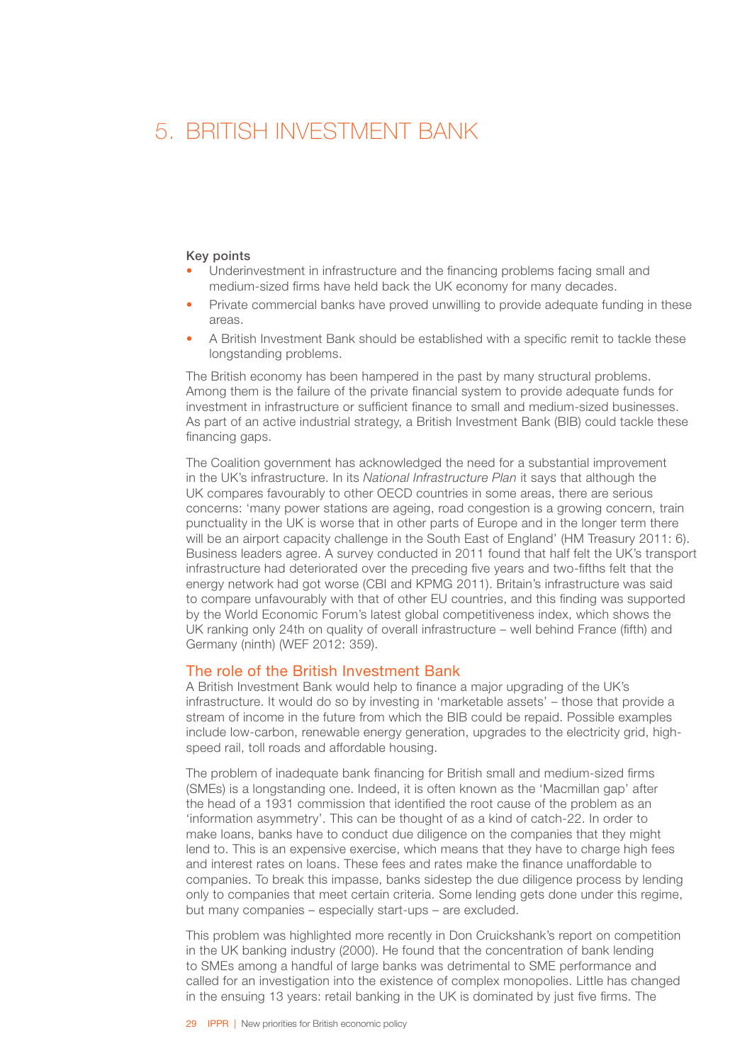# 5. BRITISH INVESTMENT BANK

**Key points**

- Underinvestment in infrastructure and the financing problems facing small and medium-sized firms have held back the UK economy for many decades.
- Private commercial banks have proved unwilling to provide adequate funding in these areas.
- A British Investment Bank should be established with a specific remit to tackle these longstanding problems.

The British economy has been hampered in the past by many structural problems. Among them is the failure of the private financial system to provide adequate funds for investment in infrastructure or sufficient finance to small and medium-sized businesses. As part of an active industrial strategy, a British Investment Bank (BIB) could tackle these financing gaps.

The Coalition government has acknowledged the need for a substantial improvement in the UK's infrastructure. In its *National Infrastructure Plan* it says that although the UK compares favourably to other OECD countries in some areas, there are serious concerns: 'many power stations are ageing, road congestion is a growing concern, train punctuality in the UK is worse that in other parts of Europe and in the longer term there will be an airport capacity challenge in the South East of England' (HM Treasury 2011: 6). Business leaders agree. A survey conducted in 2011 found that half felt the UK's transport infrastructure had deteriorated over the preceding five years and two-fifths felt that the energy network had got worse (CBI and KPMG 2011). Britain's infrastructure was said to compare unfavourably with that of other EU countries, and this finding was supported by the World Economic Forum's latest global competitiveness index, which shows the UK ranking only 24th on quality of overall infrastructure – well behind France (fifth) and Germany (ninth) (WEF 2012: 359).

## The role of the British Investment Bank

A British Investment Bank would help to finance a major upgrading of the UK's infrastructure. It would do so by investing in 'marketable assets' – those that provide a stream of income in the future from which the BIB could be repaid. Possible examples include low-carbon, renewable energy generation, upgrades to the electricity grid, high-speed rail, toll roads and affordable housing.

The problem of inadequate bank financing for British small and medium-sized firms (SMEs) is a longstanding one. Indeed, it is often known as the 'Macmillan gap' after the head of a 1931 commission that identified the root cause of the problem as an 'information asymmetry'. This can be thought of as a kind of catch-22. In order to make loans, banks have to conduct due diligence on the companies that they might lend to. This is an expensive exercise, which means that they have to charge high fees and interest rates on loans. These fees and rates make the finance unaffordable to companies. To break this impasse, banks sidestep the due diligence process by lending only to companies that meet certain criteria. Some lending gets done under this regime, but many companies – especially start-ups – are excluded.

This problem was highlighted more recently in Don Cruickshank's report on competition in the UK banking industry (2000). He found that the concentration of bank lending to SMEs among a handful of large banks was detrimental to SME performance and called for an investigation into the existence of complex monopolies. Little has changed in the ensuing 13 years: retail banking in the UK is dominated by just five firms. The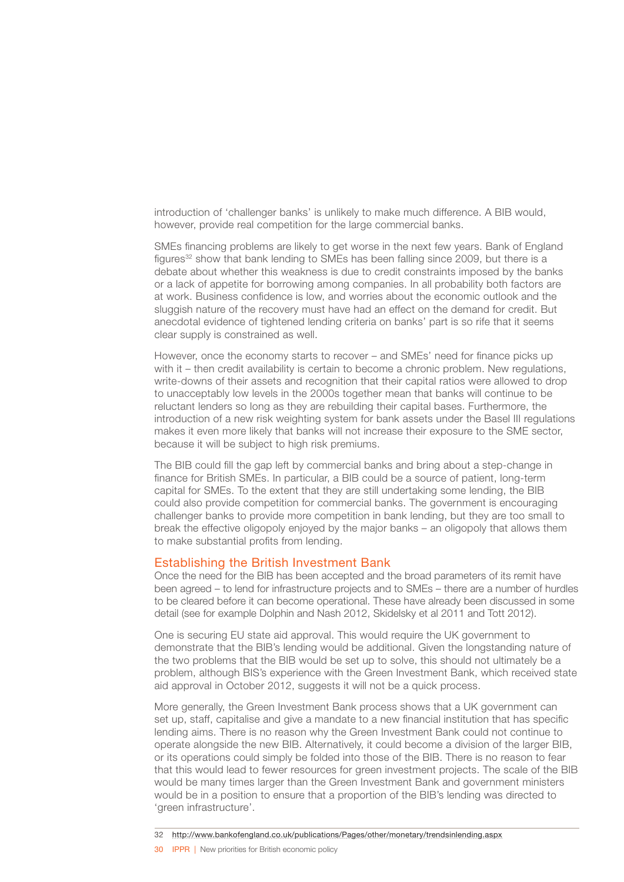introduction of 'challenger banks' is unlikely to make much difference. A BIB would, however, provide real competition for the large commercial banks.

SMEs financing problems are likely to get worse in the next few years. Bank of England figures[32] show that bank lending to SMEs has been falling since 2009, but there is a debate about whether this weakness is due to credit constraints imposed by the banks or a lack of appetite for borrowing among companies. In all probability both factors are at work. Business confidence is low, and worries about the economic outlook and the sluggish nature of the recovery must have had an effect on the demand for credit. But anecdotal evidence of tightened lending criteria on banks' part is so rife that it seems clear supply is constrained as well.

However, once the economy starts to recover – and SMEs' need for finance picks up with it – then credit availability is certain to become a chronic problem. New regulations, write-downs of their assets and recognition that their capital ratios were allowed to drop to unacceptably low levels in the 2000s together mean that banks will continue to be reluctant lenders so long as they are rebuilding their capital bases. Furthermore, the introduction of a new risk weighting system for bank assets under the Basel III regulations makes it even more likely that banks will not increase their exposure to the SME sector, because it will be subject to high risk premiums.

The BIB could fill the gap left by commercial banks and bring about a step-change in finance for British SMEs. In particular, a BIB could be a source of patient, long-term capital for SMEs. To the extent that they are still undertaking some lending, the BIB could also provide competition for commercial banks. The government is encouraging challenger banks to provide more competition in bank lending, but they are too small to break the effective oligopoly enjoyed by the major banks – an oligopoly that allows them to make substantial profits from lending.

## Establishing the British Investment Bank

Once the need for the BIB has been accepted and the broad parameters of its remit have been agreed – to lend for infrastructure projects and to SMEs – there are a number of hurdles to be cleared before it can become operational. These have already been discussed in some detail (see for example Dolphin and Nash 2012, Skidelsky et al 2011 and Tott 2012).

One is securing EU state aid approval. This would require the UK government to demonstrate that the BIB's lending would be additional. Given the longstanding nature of the two problems that the BIB would be set up to solve, this should not ultimately be a problem, although BIS's experience with the Green Investment Bank, which received state aid approval in October 2012, suggests it will not be a quick process.

More generally, the Green Investment Bank process shows that a UK government can set up, staff, capitalise and give a mandate to a new financial institution that has specific lending aims. There is no reason why the Green Investment Bank could not continue to operate alongside the new BIB. Alternatively, it could become a division of the larger BIB, or its operations could simply be folded into those of the BIB. There is no reason to fear that this would lead to fewer resources for green investment projects. The scale of the BIB would be many times larger than the Green Investment Bank and government ministers would be in a position to ensure that a proportion of the BIB's lending was directed to 'green infrastructure'.

32 http://www.bankofengland.co.uk/publications/Pages/other/monetary/trendsinlending.aspx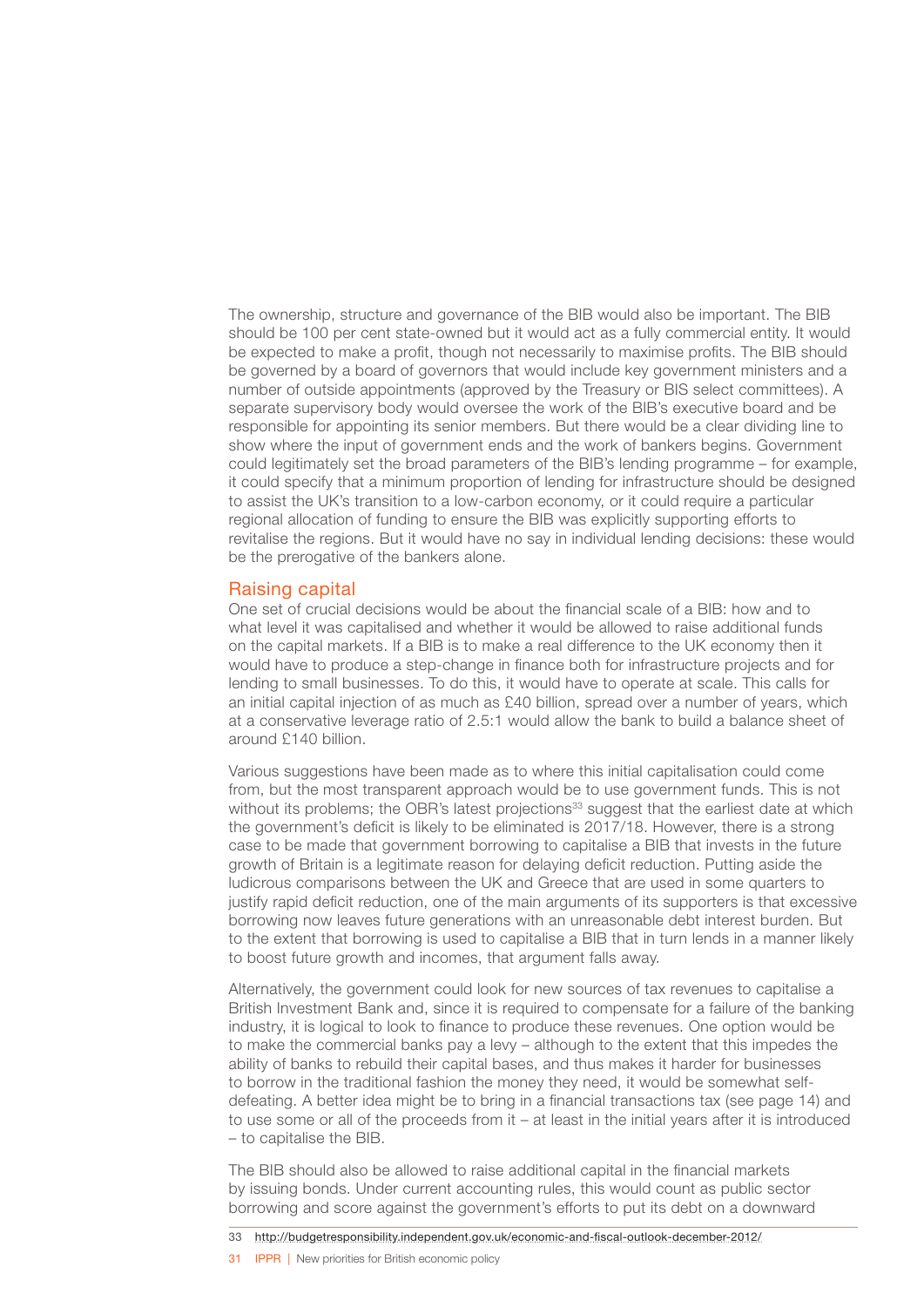The ownership, structure and governance of the BIB would also be important. The BIB should be 100 per cent state-owned but it would act as a fully commercial entity. It would be expected to make a profit, though not necessarily to maximise profits. The BIB should be governed by a board of governors that would include key government ministers and a number of outside appointments (approved by the Treasury or BIS select committees). A separate supervisory body would oversee the work of the BIB's executive board and be responsible for appointing its senior members. But there would be a clear dividing line to show where the input of government ends and the work of bankers begins. Government could legitimately set the broad parameters of the BIB's lending programme – for example, it could specify that a minimum proportion of lending for infrastructure should be designed to assist the UK's transition to a low-carbon economy, or it could require a particular regional allocation of funding to ensure the BIB was explicitly supporting efforts to revitalise the regions. But it would have no say in individual lending decisions: these would be the prerogative of the bankers alone.

## Raising capital

One set of crucial decisions would be about the financial scale of a BIB: how and to what level it was capitalised and whether it would be allowed to raise additional funds on the capital markets. If a BIB is to make a real difference to the UK economy then it would have to produce a step-change in finance both for infrastructure projects and for lending to small businesses. To do this, it would have to operate at scale. This calls for an initial capital injection of as much as £40 billion, spread over a number of years, which at a conservative leverage ratio of 2.5:1 would allow the bank to build a balance sheet of around £140 billion.

Various suggestions have been made as to where this initial capitalisation could come from, but the most transparent approach would be to use government funds. This is not without its problems; the OBR's latest projections[33] suggest that the earliest date at which the government's deficit is likely to be eliminated is 2017/18. However, there is a strong case to be made that government borrowing to capitalise a BIB that invests in the future growth of Britain is a legitimate reason for delaying deficit reduction. Putting aside the ludicrous comparisons between the UK and Greece that are used in some quarters to justify rapid deficit reduction, one of the main arguments of its supporters is that excessive borrowing now leaves future generations with an unreasonable debt interest burden. But to the extent that borrowing is used to capitalise a BIB that in turn lends in a manner likely to boost future growth and incomes, that argument falls away.

Alternatively, the government could look for new sources of tax revenues to capitalise a British Investment Bank and, since it is required to compensate for a failure of the banking industry, it is logical to look to finance to produce these revenues. One option would be to make the commercial banks pay a levy – although to the extent that this impedes the ability of banks to rebuild their capital bases, and thus makes it harder for businesses to borrow in the traditional fashion the money they need, it would be somewhat self-defeating. A better idea might be to bring in a financial transactions tax (see page 14) and to use some or all of the proceeds from it – at least in the initial years after it is introduced – to capitalise the BIB.

The BIB should also be allowed to raise additional capital in the financial markets by issuing bonds. Under current accounting rules, this would count as public sector borrowing and score against the government's efforts to put its debt on a downward

33 http://budgetresponsibility.independent.gov.uk/economic-and-fiscal-outlook-december-2012/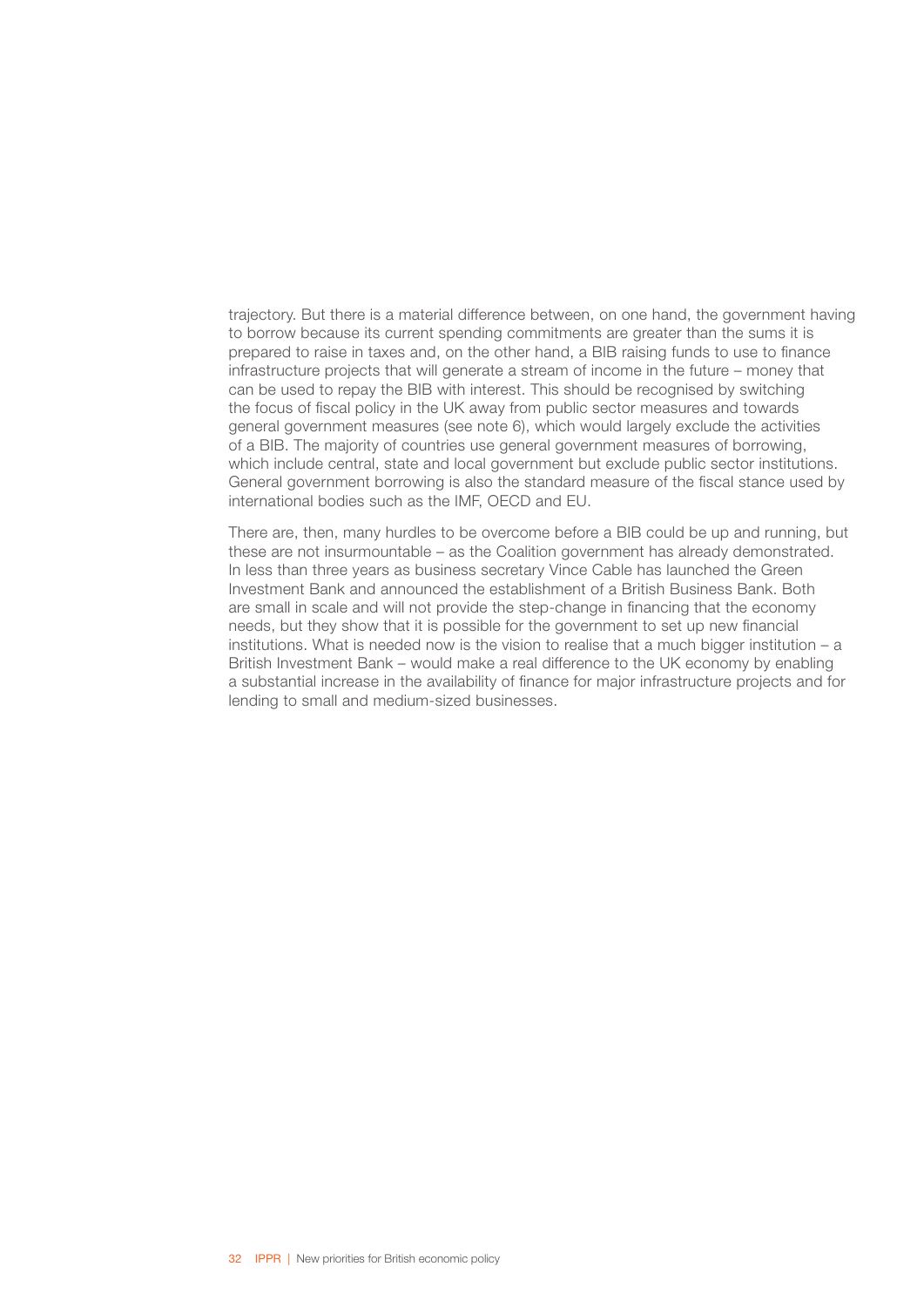trajectory. But there is a material difference between, on one hand, the government having to borrow because its current spending commitments are greater than the sums it is prepared to raise in taxes and, on the other hand, a BIB raising funds to use to finance infrastructure projects that will generate a stream of income in the future – money that can be used to repay the BIB with interest. This should be recognised by switching the focus of fiscal policy in the UK away from public sector measures and towards general government measures (see note 6), which would largely exclude the activities of a BIB. The majority of countries use general government measures of borrowing, which include central, state and local government but exclude public sector institutions. General government borrowing is also the standard measure of the fiscal stance used by international bodies such as the IMF, OECD and EU.

There are, then, many hurdles to be overcome before a BIB could be up and running, but these are not insurmountable – as the Coalition government has already demonstrated. In less than three years as business secretary Vince Cable has launched the Green Investment Bank and announced the establishment of a British Business Bank. Both are small in scale and will not provide the step-change in financing that the economy needs, but they show that it is possible for the government to set up new financial institutions. What is needed now is the vision to realise that a much bigger institution – a British Investment Bank – would make a real difference to the UK economy by enabling a substantial increase in the availability of finance for major infrastructure projects and for lending to small and medium-sized businesses.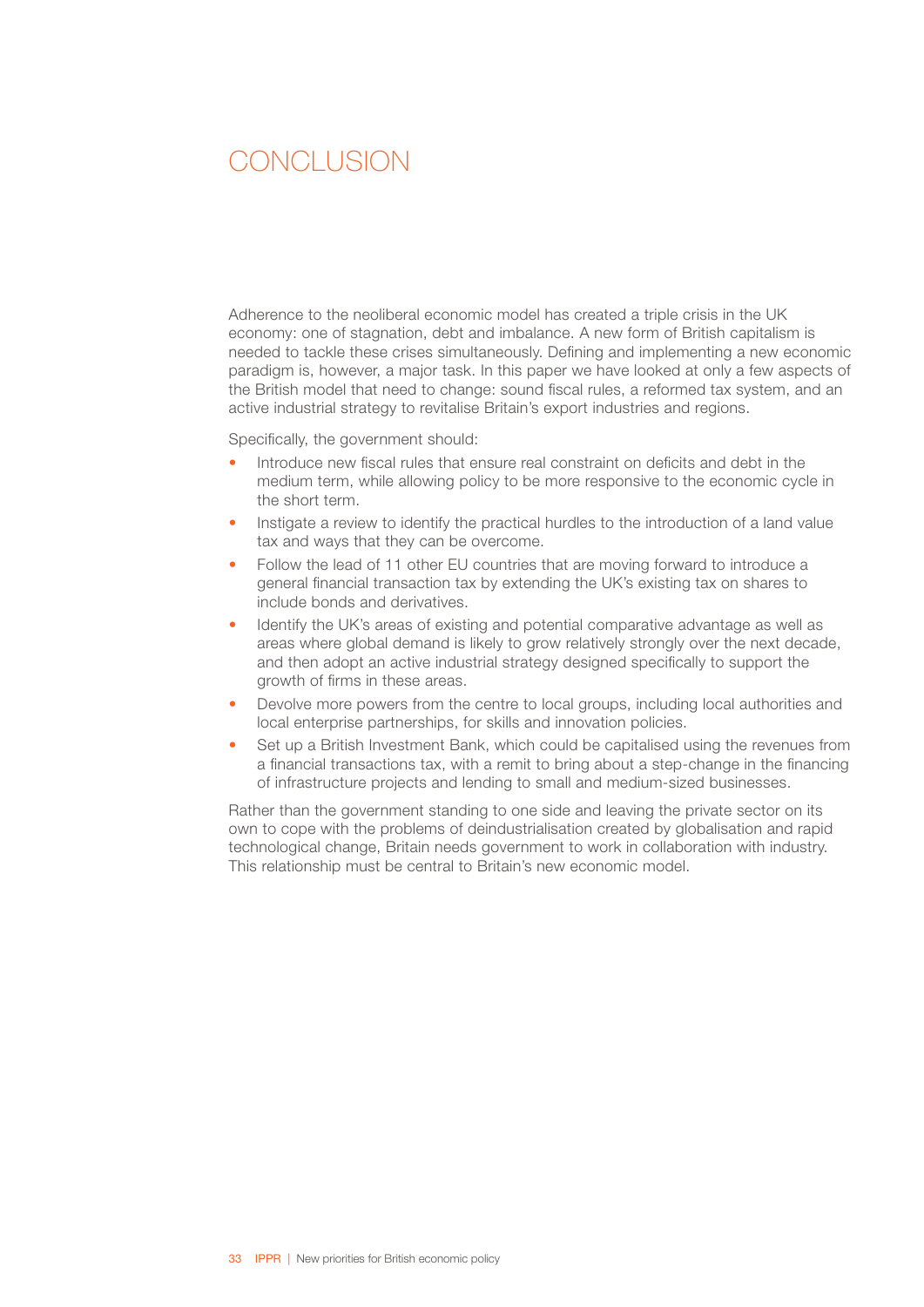# CONCLUSION

Adherence to the neoliberal economic model has created a triple crisis in the UK economy: one of stagnation, debt and imbalance. A new form of British capitalism is needed to tackle these crises simultaneously. Defining and implementing a new economic paradigm is, however, a major task. In this paper we have looked at only a few aspects of the British model that need to change: sound fiscal rules, a reformed tax system, and an active industrial strategy to revitalise Britain's export industries and regions.

Specifically, the government should:

- Introduce new fiscal rules that ensure real constraint on deficits and debt in the medium term, while allowing policy to be more responsive to the economic cycle in the short term.
- Instigate a review to identify the practical hurdles to the introduction of a land value tax and ways that they can be overcome.
- Follow the lead of 11 other EU countries that are moving forward to introduce a general financial transaction tax by extending the UK's existing tax on shares to include bonds and derivatives.
- Identify the UK's areas of existing and potential comparative advantage as well as areas where global demand is likely to grow relatively strongly over the next decade, and then adopt an active industrial strategy designed specifically to support the growth of firms in these areas.
- Devolve more powers from the centre to local groups, including local authorities and local enterprise partnerships, for skills and innovation policies.
- Set up a British Investment Bank, which could be capitalised using the revenues from a financial transactions tax, with a remit to bring about a step-change in the financing of infrastructure projects and lending to small and medium-sized businesses.

Rather than the government standing to one side and leaving the private sector on its own to cope with the problems of deindustrialisation created by globalisation and rapid technological change, Britain needs government to work in collaboration with industry. This relationship must be central to Britain's new economic model.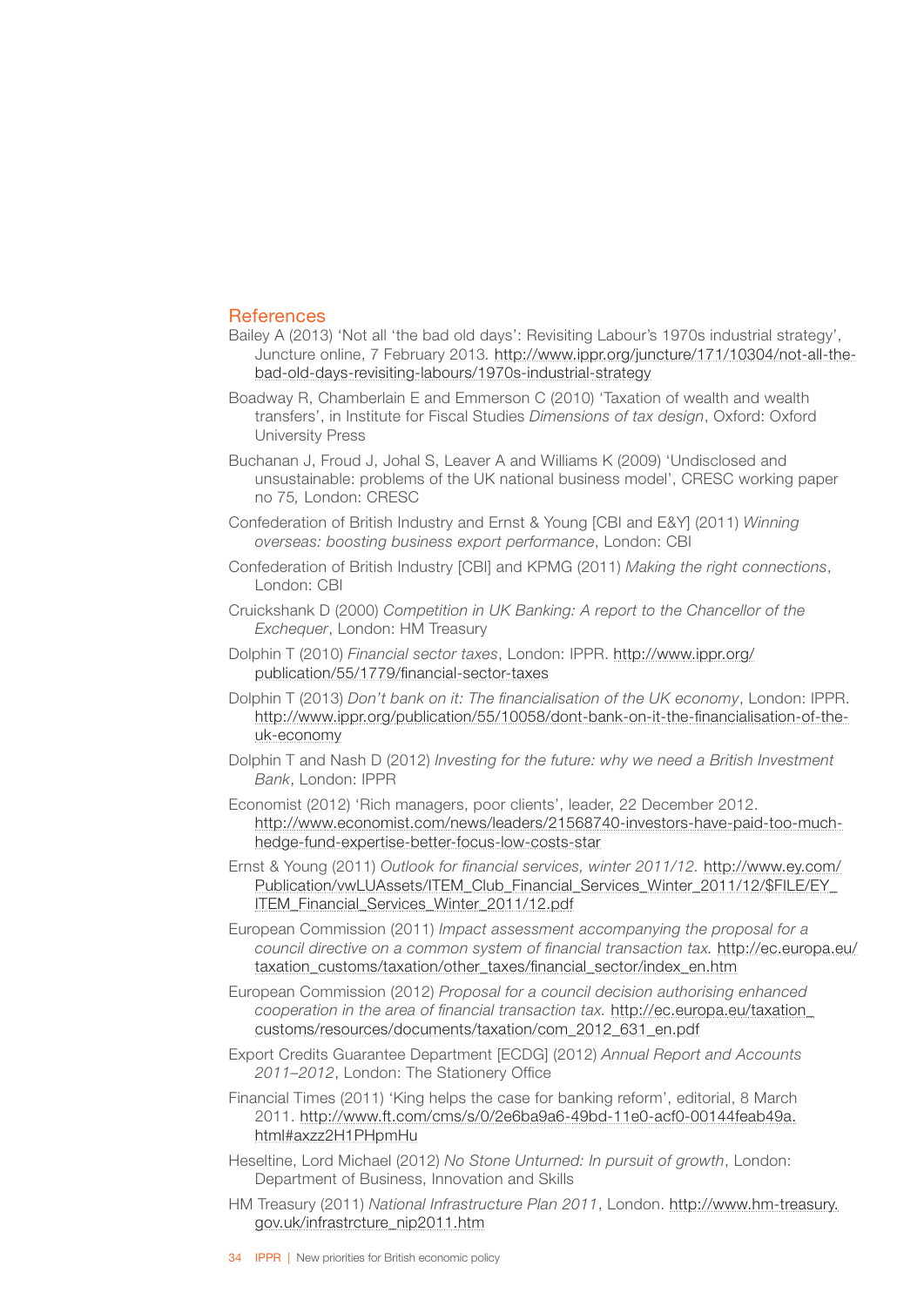## References

Bailey A (2013) 'Not all 'the bad old days': Revisiting Labour's 1970s industrial strategy', Juncture online, 7 February 2013. http://www.ippr.org/juncture/171/10304/not-all-the-bad-old-days-revisiting-labours/1970s-industrial-strategy

Boadway R, Chamberlain E and Emmerson C (2010) 'Taxation of wealth and wealth transfers', in Institute for Fiscal Studies *Dimensions of tax design*, Oxford: Oxford University Press

Buchanan J, Froud J, Johal S, Leaver A and Williams K (2009) 'Undisclosed and unsustainable: problems of the UK national business model', CRESC working paper no 75*,* London: CRESC

Confederation of British Industry and Ernst & Young [CBI and E&Y] (2011) *Winning overseas: boosting business export performance*, London: CBI

Confederation of British Industry [CBI] and KPMG (2011) *Making the right connections*, London: CBI

Cruickshank D (2000) *Competition in UK Banking: A report to the Chancellor of the Exchequer*, London: HM Treasury

Dolphin T (2010) *Financial sector taxes*, London: IPPR. http://www.ippr.org/publication/55/1779/financial-sector-taxes

Dolphin T (2013) *Don't bank on it: The financialisation of the UK economy*, London: IPPR. http://www.ippr.org/publication/55/10058/dont-bank-on-it-the-financialisation-of-the-uk-economy

Dolphin T and Nash D (2012) *Investing for the future: why we need a British Investment Bank*, London: IPPR

Economist (2012) 'Rich managers, poor clients', leader, 22 December 2012. http://www.economist.com/news/leaders/21568740-investors-have-paid-too-much-hedge-fund-expertise-better-focus-low-costs-star

Ernst & Young (2011) *Outlook for financial services, winter 2011/12.* http://www.ey.com/Publication/vwLUAssets/ITEM_Club_Financial_Services_Winter_2011/12/$FILE/EY_ITEM_Financial_Services_Winter_2011/12.pdf

European Commission (2011) *Impact assessment accompanying the proposal for a council directive on a common system of financial transaction tax.* http://ec.europa.eu/taxation_customs/taxation/other_taxes/financial_sector/index_en.htm

European Commission (2012) *Proposal for a council decision authorising enhanced cooperation in the area of financial transaction tax.* http://ec.europa.eu/taxation_customs/resources/documents/taxation/com_2012_631_en.pdf

Export Credits Guarantee Department [ECDG] (2012) *Annual Report and Accounts 2011–2012*, London: The Stationery Office

Financial Times (2011) 'King helps the case for banking reform', editorial, 8 March 2011. http://www.ft.com/cms/s/0/2e6ba9a6-49bd-11e0-acf0-00144feab49a.html#axzz2H1PHpmHu

Heseltine, Lord Michael (2012) *No Stone Unturned: In pursuit of growth*, London: Department of Business, Innovation and Skills

HM Treasury (2011) *National Infrastructure Plan 2011*, London. http://www.hm-treasury.gov.uk/infrastrcture_nip2011.htm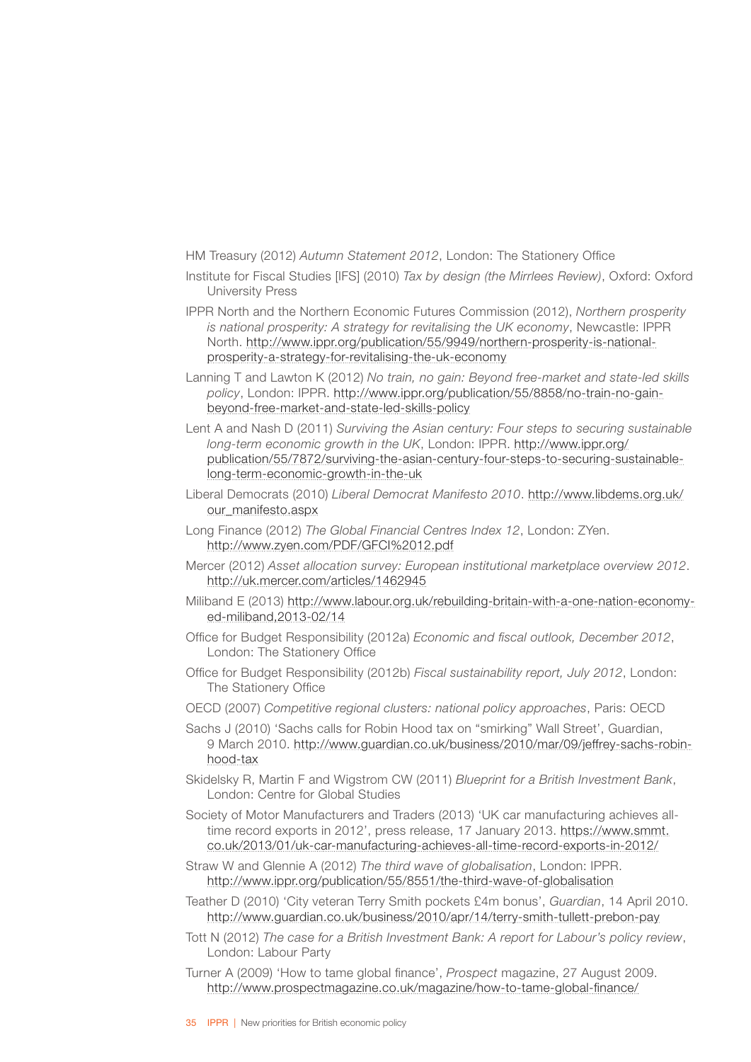HM Treasury (2012) *Autumn Statement 2012*, London: The Stationery Office

Institute for Fiscal Studies [IFS] (2010) *Tax by design (the Mirrlees Review)*, Oxford: Oxford University Press

IPPR North and the Northern Economic Futures Commission (2012), *Northern prosperity is national prosperity: A strategy for revitalising the UK economy*, Newcastle: IPPR North. http://www.ippr.org/publication/55/9949/northern-prosperity-is-national-prosperity-a-strategy-for-revitalising-the-uk-economy

Lanning T and Lawton K (2012) *No train, no gain: Beyond free-market and state-led skills policy*, London: IPPR. http://www.ippr.org/publication/55/8858/no-train-no-gain-beyond-free-market-and-state-led-skills-policy

Lent A and Nash D (2011) *Surviving the Asian century: Four steps to securing sustainable long-term economic growth in the UK*, London: IPPR. http://www.ippr.org/publication/55/7872/surviving-the-asian-century-four-steps-to-securing-sustainable-long-term-economic-growth-in-the-uk

Liberal Democrats (2010) *Liberal Democrat Manifesto 2010*. http://www.libdems.org.uk/our_manifesto.aspx

Long Finance (2012) *The Global Financial Centres Index 12*, London: ZYen. http://www.zyen.com/PDF/GFCI%2012.pdf

Mercer (2012) *Asset allocation survey: European institutional marketplace overview 2012*. http://uk.mercer.com/articles/1462945

Miliband E (2013) http://www.labour.org.uk/rebuilding-britain-with-a-one-nation-economy-ed-miliband,2013-02/14

Office for Budget Responsibility (2012a) *Economic and fiscal outlook, December 2012*, London: The Stationery Office

Office for Budget Responsibility (2012b) *Fiscal sustainability report, July 2012*, London: The Stationery Office

OECD (2007) *Competitive regional clusters: national policy approaches*, Paris: OECD

Sachs J (2010) 'Sachs calls for Robin Hood tax on "smirking" Wall Street', Guardian, 9 March 2010. http://www.guardian.co.uk/business/2010/mar/09/jeffrey-sachs-robin-hood-tax

Skidelsky R, Martin F and Wigstrom CW (2011) *Blueprint for a British Investment Bank*, London: Centre for Global Studies

Society of Motor Manufacturers and Traders (2013) 'UK car manufacturing achieves all-time record exports in 2012', press release, 17 January 2013. https://www.smmt.co.uk/2013/01/uk-car-manufacturing-achieves-all-time-record-exports-in-2012/

Straw W and Glennie A (2012) *The third wave of globalisation*, London: IPPR. http://www.ippr.org/publication/55/8551/the-third-wave-of-globalisation

Teather D (2010) 'City veteran Terry Smith pockets £4m bonus', *Guardian*, 14 April 2010. http://www.guardian.co.uk/business/2010/apr/14/terry-smith-tullett-prebon-pay

Tott N (2012) *The case for a British Investment Bank: A report for Labour's policy review*, London: Labour Party

Turner A (2009) 'How to tame global finance', *Prospect* magazine, 27 August 2009. http://www.prospectmagazine.co.uk/magazine/how-to-tame-global-finance/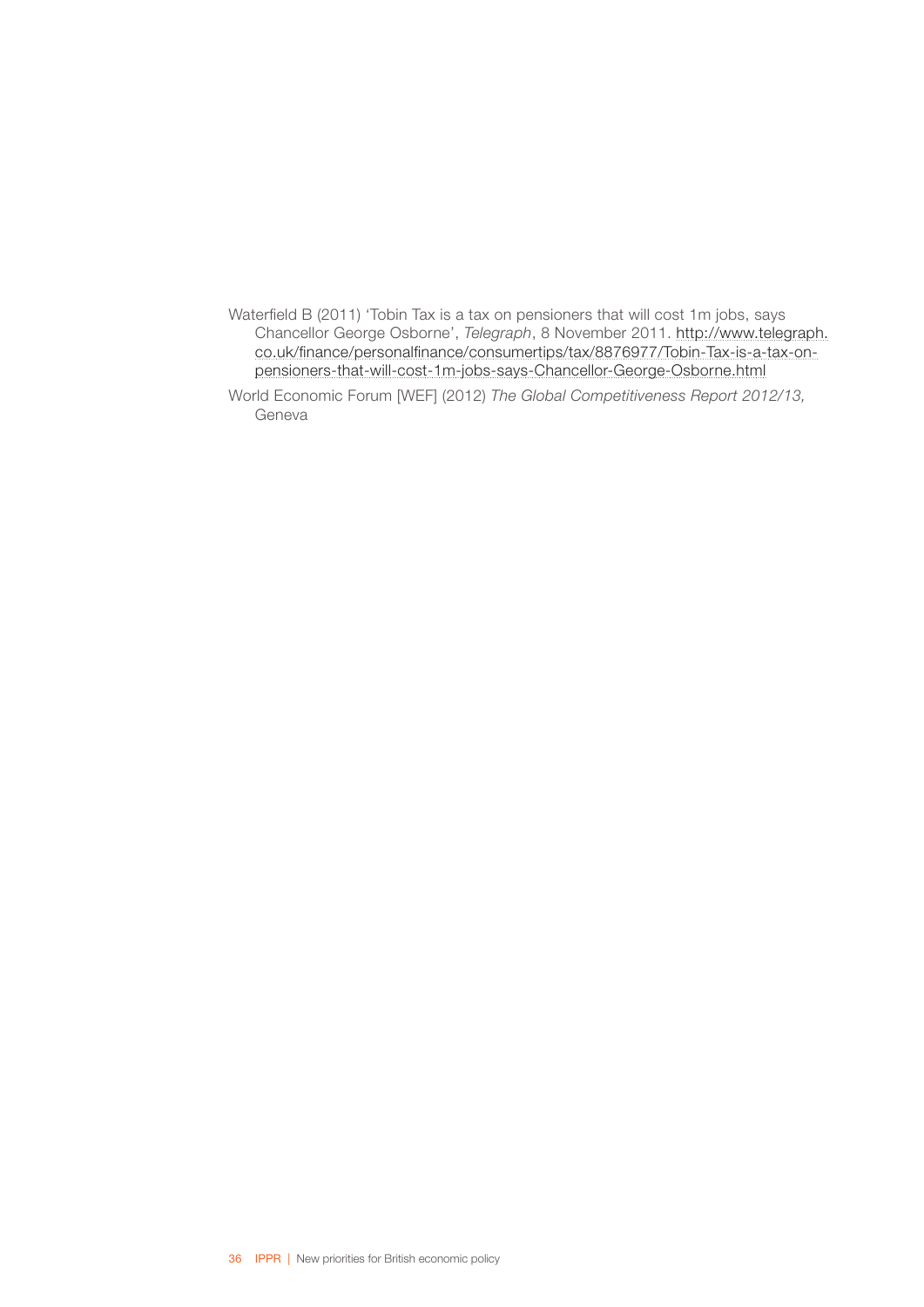Waterfield B (2011) 'Tobin Tax is a tax on pensioners that will cost 1m jobs, says Chancellor George Osborne', *Telegraph*, 8 November 2011. http://www.telegraph.co.uk/finance/personalfinance/consumertips/tax/8876977/Tobin-Tax-is-a-tax-on-pensioners-that-will-cost-1m-jobs-says-Chancellor-George-Osborne.html

World Economic Forum [WEF] (2012) *The Global Competitiveness Report 2012/13,* Geneva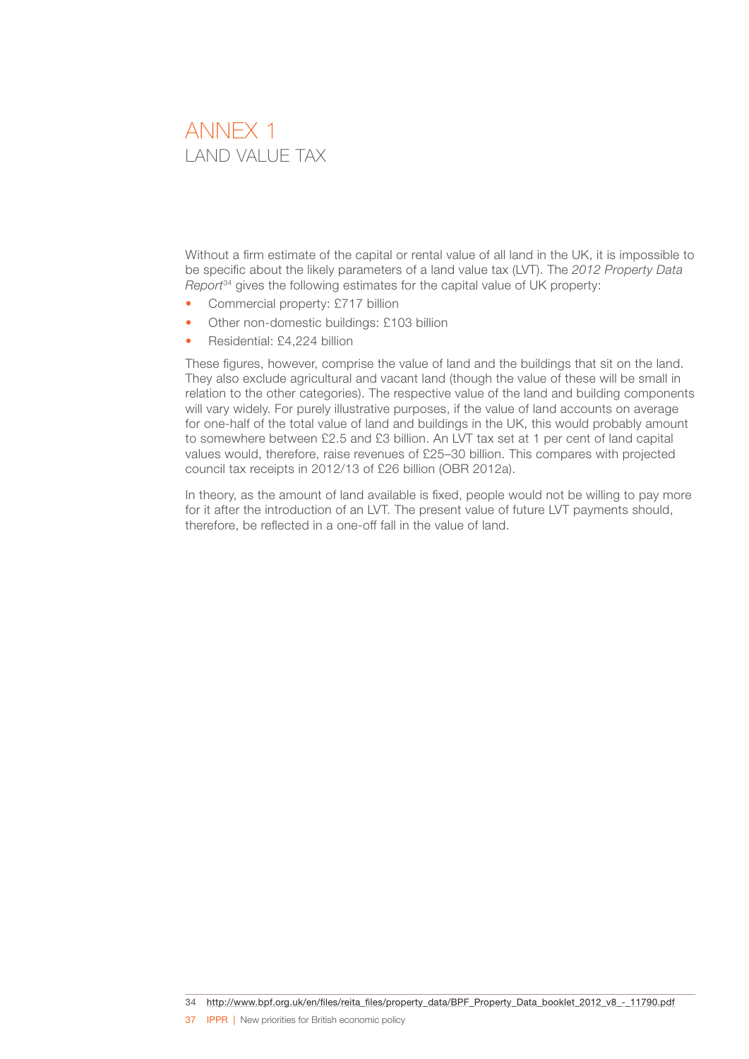# ANNEX 1
## LAND VALUE TAX

Without a firm estimate of the capital or rental value of all land in the UK, it is impossible to be specific about the likely parameters of a land value tax (LVT). The *2012 Property Data Report*[34] gives the following estimates for the capital value of UK property:

- Commercial property: £717 billion
- Other non-domestic buildings: £103 billion
- Residential: £4,224 billion

These figures, however, comprise the value of land and the buildings that sit on the land. They also exclude agricultural and vacant land (though the value of these will be small in relation to the other categories). The respective value of the land and building components will vary widely. For purely illustrative purposes, if the value of land accounts on average for one-half of the total value of land and buildings in the UK, this would probably amount to somewhere between £2.5 and £3 billion. An LVT tax set at 1 per cent of land capital values would, therefore, raise revenues of £25–30 billion. This compares with projected council tax receipts in 2012/13 of £26 billion (OBR 2012a).

In theory, as the amount of land available is fixed, people would not be willing to pay more for it after the introduction of an LVT. The present value of future LVT payments should, therefore, be reflected in a one-off fall in the value of land.

34 http://www.bpf.org.uk/en/files/reita_files/property_data/BPF_Property_Data_booklet_2012_v8_-_11790.pdf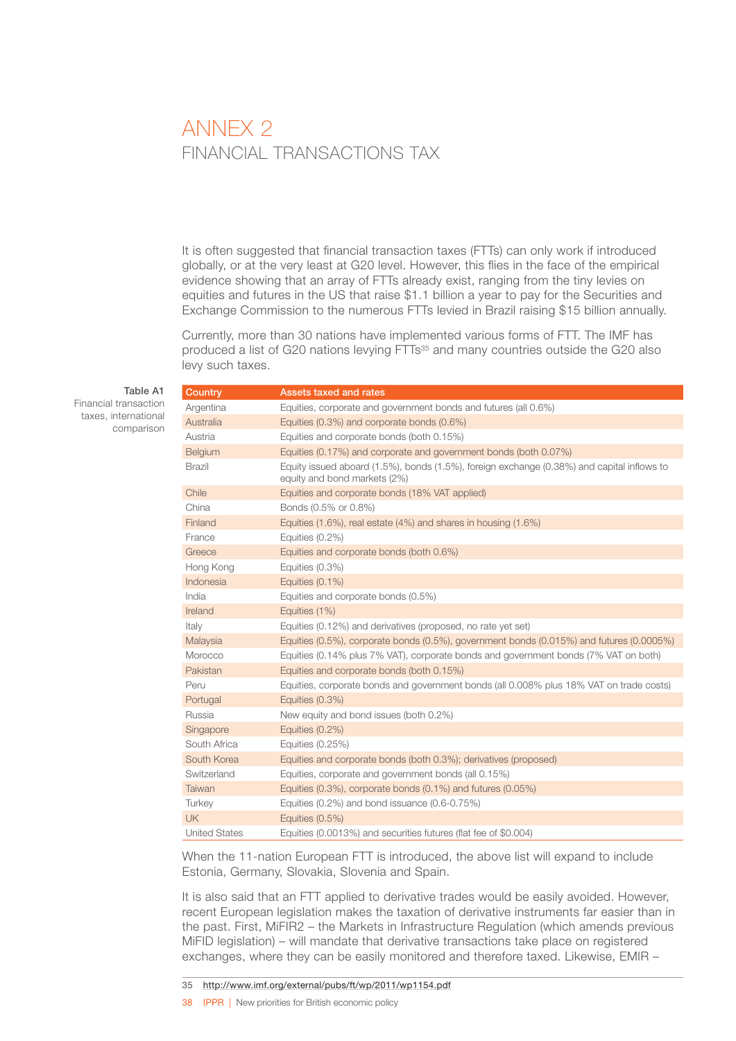# ANNEX 2
## FINANCIAL TRANSACTIONS TAX

It is often suggested that financial transaction taxes (FTTs) can only work if introduced globally, or at the very least at G20 level. However, this flies in the face of the empirical evidence showing that an array of FTTs already exist, ranging from the tiny levies on equities and futures in the US that raise $1.1 billion a year to pay for the Securities and Exchange Commission to the numerous FTTs levied in Brazil raising $15 billion annually.

Currently, more than 30 nations have implemented various forms of FTT. The IMF has produced a list of G20 nations levying FTTs[35] and many countries outside the G20 also levy such taxes.

**Table A1**
Financial transaction taxes, international comparison

| Country | Assets taxed and rates |
|---|---|
| Argentina | Equities, corporate and government bonds and futures (all 0.6%) |
| Australia | Equities (0.3%) and corporate bonds (0.6%) |
| Austria | Equities and corporate bonds (both 0.15%) |
| Belgium | Equities (0.17%) and corporate and government bonds (both 0.07%) |
| Brazil | Equity issued aboard (1.5%), bonds (1.5%), foreign exchange (0.38%) and capital inflows to equity and bond markets (2%) |
| Chile | Equities and corporate bonds (18% VAT applied) |
| China | Bonds (0.5% or 0.8%) |
| Finland | Equities (1.6%), real estate (4%) and shares in housing (1.6%) |
| France | Equities (0.2%) |
| Greece | Equities and corporate bonds (both 0.6%) |
| Hong Kong | Equities (0.3%) |
| Indonesia | Equities (0.1%) |
| India | Equities and corporate bonds (0.5%) |
| Ireland | Equities (1%) |
| Italy | Equities (0.12%) and derivatives (proposed, no rate yet set) |
| Malaysia | Equities (0.5%), corporate bonds (0.5%), government bonds (0.015%) and futures (0.0005%) |
| Morocco | Equities (0.14% plus 7% VAT), corporate bonds and government bonds (7% VAT on both) |
| Pakistan | Equities and corporate bonds (both 0.15%) |
| Peru | Equities, corporate bonds and government bonds (all 0.008% plus 18% VAT on trade costs) |
| Portugal | Equities (0.3%) |
| Russia | New equity and bond issues (both 0.2%) |
| Singapore | Equities (0.2%) |
| South Africa | Equities (0.25%) |
| South Korea | Equities and corporate bonds (both 0.3%); derivatives (proposed) |
| Switzerland | Equities, corporate and government bonds (all 0.15%) |
| Taiwan | Equities (0.3%), corporate bonds (0.1%) and futures (0.05%) |
| Turkey | Equities (0.2%) and bond issuance (0.6-0.75%) |
| UK | Equities (0.5%) |
| United States | Equities (0.0013%) and securities futures (flat fee of $0.004) |

When the 11-nation European FTT is introduced, the above list will expand to include Estonia, Germany, Slovakia, Slovenia and Spain.

It is also said that an FTT applied to derivative trades would be easily avoided. However, recent European legislation makes the taxation of derivative instruments far easier than in the past. First, MiFIR2 – the Markets in Infrastructure Regulation (which amends previous MiFID legislation) – will mandate that derivative transactions take place on registered exchanges, where they can be easily monitored and therefore taxed. Likewise, EMIR –

35 http://www.imf.org/external/pubs/ft/wp/2011/wp1154.pdf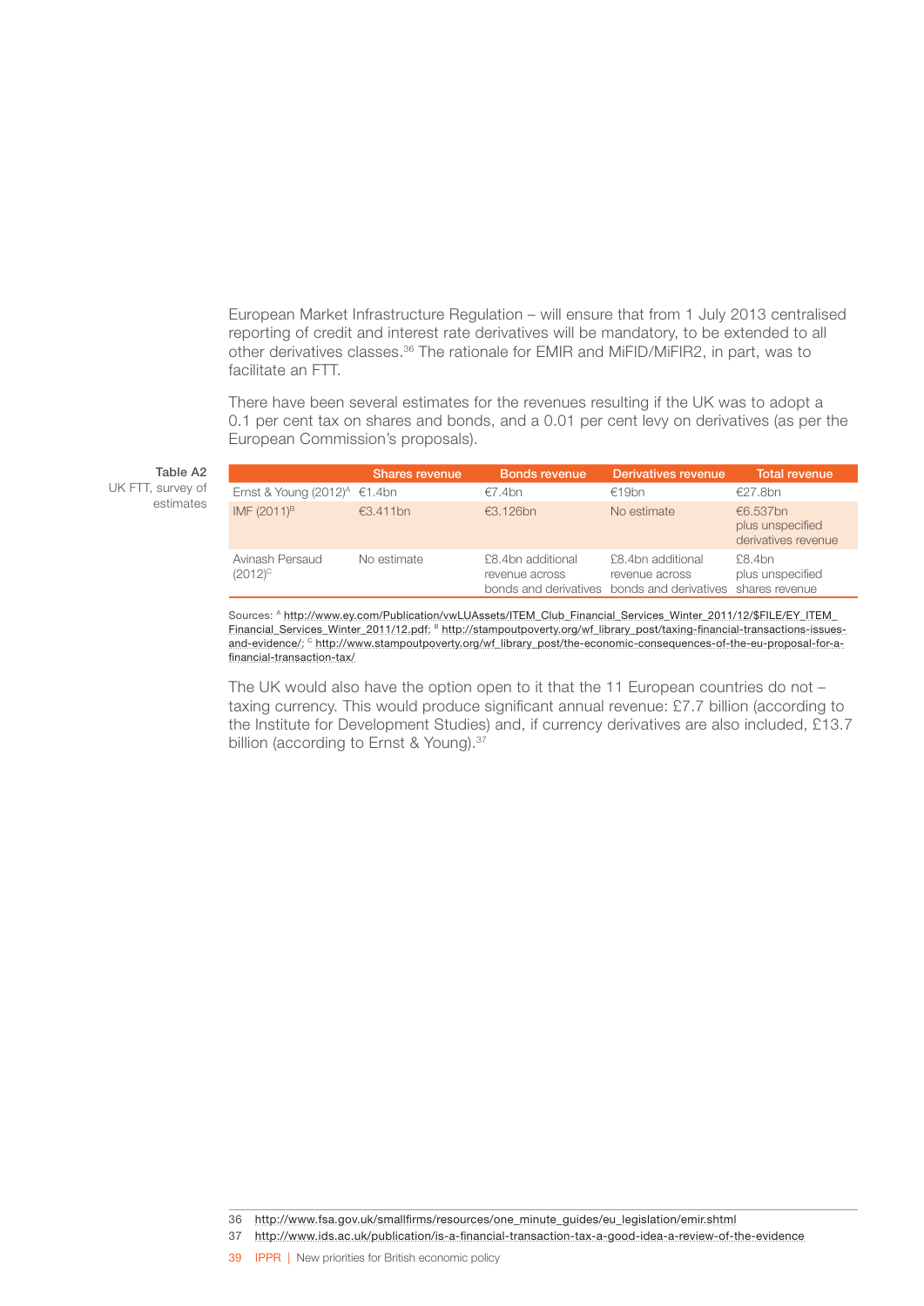European Market Infrastructure Regulation – will ensure that from 1 July 2013 centralised reporting of credit and interest rate derivatives will be mandatory, to be extended to all other derivatives classes.[36] The rationale for EMIR and MiFID/MiFIR2, in part, was to facilitate an FTT.

There have been several estimates for the revenues resulting if the UK was to adopt a 0.1 per cent tax on shares and bonds, and a 0.01 per cent levy on derivatives (as per the European Commission's proposals).

**Table A2**
UK FTT, survey of estimates

| | Shares revenue | Bonds revenue | Derivatives revenue | Total revenue |
|---|---|---|---|---|
| Ernst & Young (2012)[A] | €1.4bn | €7.4bn | €19bn | €27.8bn |
| IMF (2011)[B] | €3.411bn | €3.126bn | No estimate | €6.537bn plus unspecified derivatives revenue |
| Avinash Persaud (2012)[C] | No estimate | £8.4bn additional revenue across bonds and derivatives | £8.4bn additional revenue across bonds and derivatives | £8.4bn plus unspecified shares revenue |

Sources: [A] http://www.ey.com/Publication/vwLUAssets/ITEM_Club_Financial_Services_Winter_2011/12/$FILE/EY_ITEM_Financial_Services_Winter_2011/12.pdf; [B] http://stampoutpoverty.org/wf_library_post/taxing-financial-transactions-issues-and-evidence/; [C] http://www.stampoutpoverty.org/wf_library_post/the-economic-consequences-of-the-eu-proposal-for-a-financial-transaction-tax/

The UK would also have the option open to it that the 11 European countries do not – taxing currency. This would produce significant annual revenue: £7.7 billion (according to the Institute for Development Studies) and, if currency derivatives are also included, £13.7 billion (according to Ernst & Young).[37]

36 http://www.fsa.gov.uk/smallfirms/resources/one_minute_guides/eu_legislation/emir.shtml

37 http://www.ids.ac.uk/publication/is-a-financial-transaction-tax-a-good-idea-a-review-of-the-evidence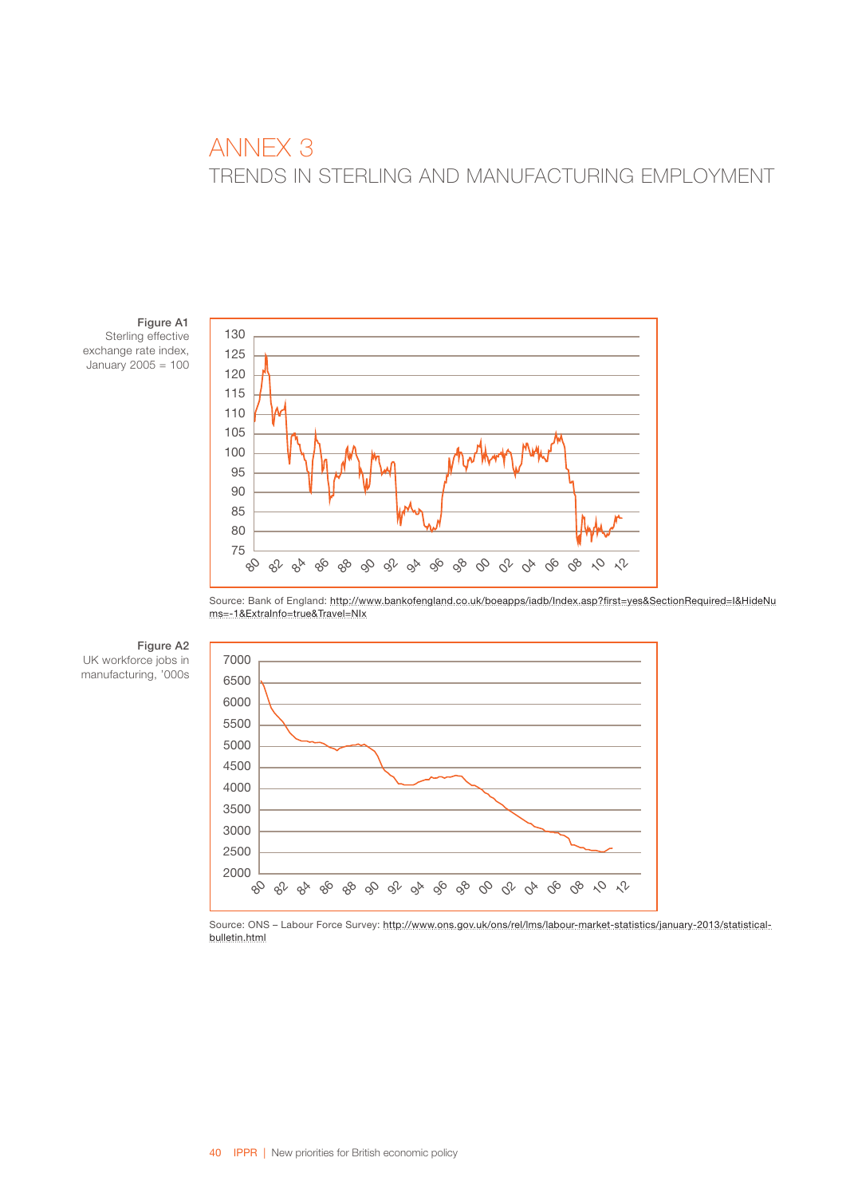# ANNEX 3

## TRENDS IN STERLING AND MANUFACTURING EMPLOYMENT

**Figure A1**
Sterling effective exchange rate index, January 2005 = 100

130
125
120
115
110
105
100
95
90
85
80
75

80 82 84 86 88 90 92 94 96 98 00 02 04 06 08 10 12

Source: Bank of England: http://www.bankofengland.co.uk/boeapps/iadb/Index.asp?first=yes&SectionRequired=I&HideNums=-1&ExtraInfo=true&Travel=NIx

**Figure A2**
UK workforce jobs in manufacturing, '000s

7000
6500
6000
5500
5000
4500
4000
3500
3000
2500
2000

80 82 84 86 88 90 92 94 96 98 00 02 04 06 08 10 12

Source: ONS – Labour Force Survey: http://www.ons.gov.uk/ons/rel/lms/labour-market-statistics/january-2013/statistical-bulletin.html